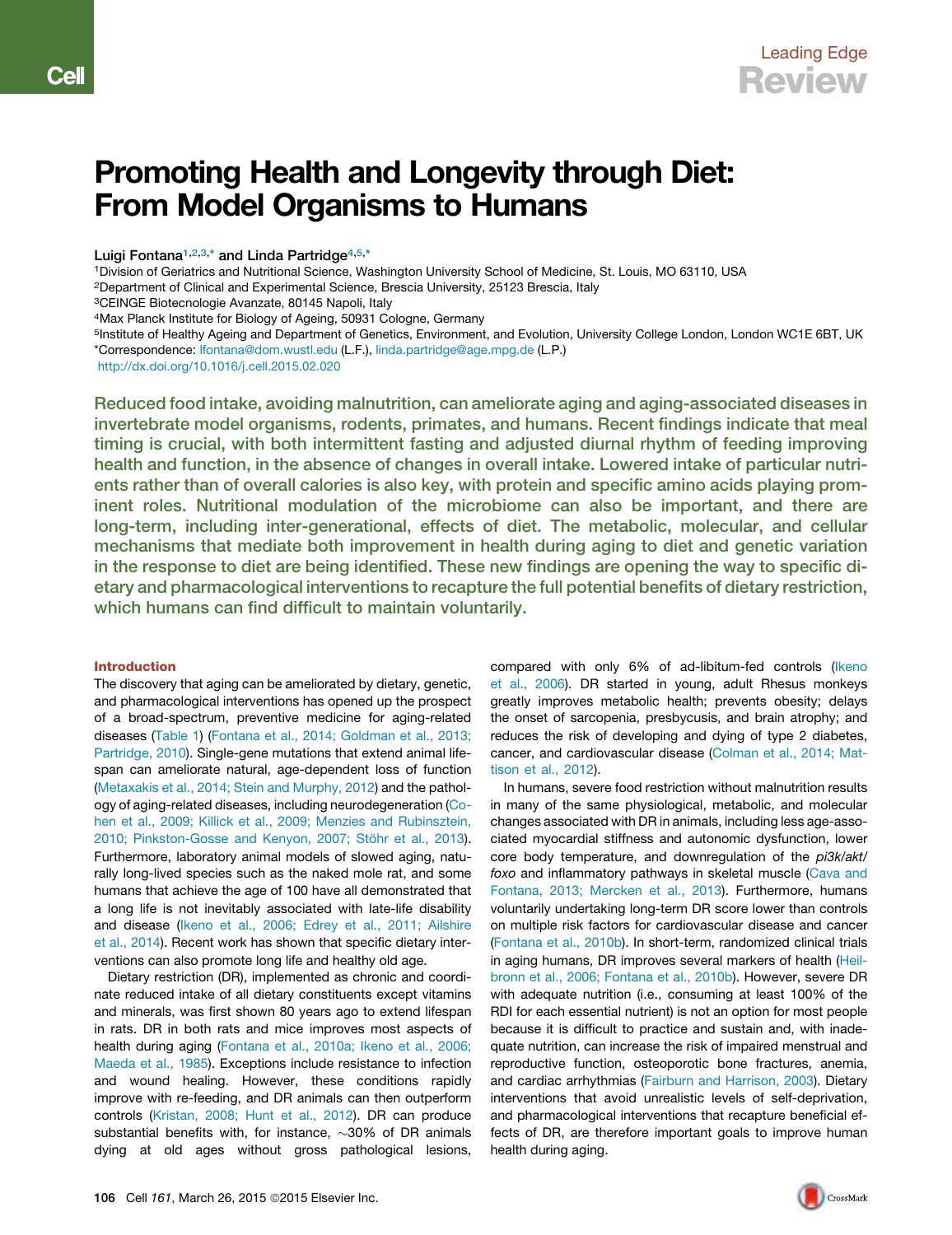Leading Edge
Review

# Promoting Health and Longevity through Diet: From Model Organisms to Humans

Luigi Fontana[1,2,3,*] and Linda Partridge[4,5,*]

[1]Division of Geriatrics and Nutritional Science, Washington University School of Medicine, St. Louis, MO 63110, USA
[2]Department of Clinical and Experimental Science, Brescia University, 25123 Brescia, Italy
[3]CEINGE Biotecnologie Avanzate, 80145 Napoli, Italy
[4]Max Planck Institute for Biology of Ageing, 50931 Cologne, Germany
[5]Institute of Healthy Ageing and Department of Genetics, Environment, and Evolution, University College London, London WC1E 6BT, UK
*Correspondence: lfontana@dom.wustl.edu (L.F.), linda.partridge@age.mpg.de (L.P.)
http://dx.doi.org/10.1016/j.cell.2015.02.020

**Reduced food intake, avoiding malnutrition, can ameliorate aging and aging-associated diseases in invertebrate model organisms, rodents, primates, and humans. Recent findings indicate that meal timing is crucial, with both intermittent fasting and adjusted diurnal rhythm of feeding improving health and function, in the absence of changes in overall intake. Lowered intake of particular nutrients rather than of overall calories is also key, with protein and specific amino acids playing prominent roles. Nutritional modulation of the microbiome can also be important, and there are long-term, including inter-generational, effects of diet. The metabolic, molecular, and cellular mechanisms that mediate both improvement in health during aging to diet and genetic variation in the response to diet are being identified. These new findings are opening the way to specific dietary and pharmacological interventions to recapture the full potential benefits of dietary restriction, which humans can find difficult to maintain voluntarily.**

## Introduction

The discovery that aging can be ameliorated by dietary, genetic, and pharmacological interventions has opened up the prospect of a broad-spectrum, preventive medicine for aging-related diseases (Table 1) (Fontana et al., 2014; Goldman et al., 2013; Partridge, 2010). Single-gene mutations that extend animal lifespan can ameliorate natural, age-dependent loss of function (Metaxakis et al., 2014; Stein and Murphy, 2012) and the pathology of aging-related diseases, including neurodegeneration (Cohen et al., 2009; Killick et al., 2009; Menzies and Rubinsztein, 2010; Pinkston-Gosse and Kenyon, 2007; Stöhr et al., 2013). Furthermore, laboratory animal models of slowed aging, naturally long-lived species such as the naked mole rat, and some humans that achieve the age of 100 have all demonstrated that a long life is not inevitably associated with late-life disability and disease (Ikeno et al., 2006; Edrey et al., 2011; Ailshire et al., 2014). Recent work has shown that specific dietary interventions can also promote long life and healthy old age.

Dietary restriction (DR), implemented as chronic and coordinate reduced intake of all dietary constituents except vitamins and minerals, was first shown 80 years ago to extend lifespan in rats. DR in both rats and mice improves most aspects of health during aging (Fontana et al., 2010a; Ikeno et al., 2006; Maeda et al., 1985). Exceptions include resistance to infection and wound healing. However, these conditions rapidly improve with re-feeding, and DR animals can then outperform controls (Kristan, 2008; Hunt et al., 2012). DR can produce substantial benefits with, for instance, ~30% of DR animals dying at old ages without gross pathological lesions, compared with only 6% of ad-libitum-fed controls (Ikeno et al., 2006). DR started in young, adult Rhesus monkeys greatly improves metabolic health; prevents obesity; delays the onset of sarcopenia, presbycusis, and brain atrophy; and reduces the risk of developing and dying of type 2 diabetes, cancer, and cardiovascular disease (Colman et al., 2014; Mattison et al., 2012).

In humans, severe food restriction without malnutrition results in many of the same physiological, metabolic, and molecular changes associated with DR in animals, including less age-associated myocardial stiffness and autonomic dysfunction, lower core body temperature, and downregulation of the *pi3k/akt/foxo* and inflammatory pathways in skeletal muscle (Cava and Fontana, 2013; Mercken et al., 2013). Furthermore, humans voluntarily undertaking long-term DR score lower than controls on multiple risk factors for cardiovascular disease and cancer (Fontana et al., 2010b). In short-term, randomized clinical trials in aging humans, DR improves several markers of health (Heilbronn et al., 2006; Fontana et al., 2010b). However, severe DR with adequate nutrition (i.e., consuming at least 100% of the RDI for each essential nutrient) is not an option for most people because it is difficult to practice and sustain and, with inadequate nutrition, can increase the risk of impaired menstrual and reproductive function, osteoporotic bone fractures, anemia, and cardiac arrhythmias (Fairburn and Harrison, 2003). Dietary interventions that avoid unrealistic levels of self-deprivation, and pharmacological interventions that recapture beneficial effects of DR, are therefore important goals to improve human health during aging.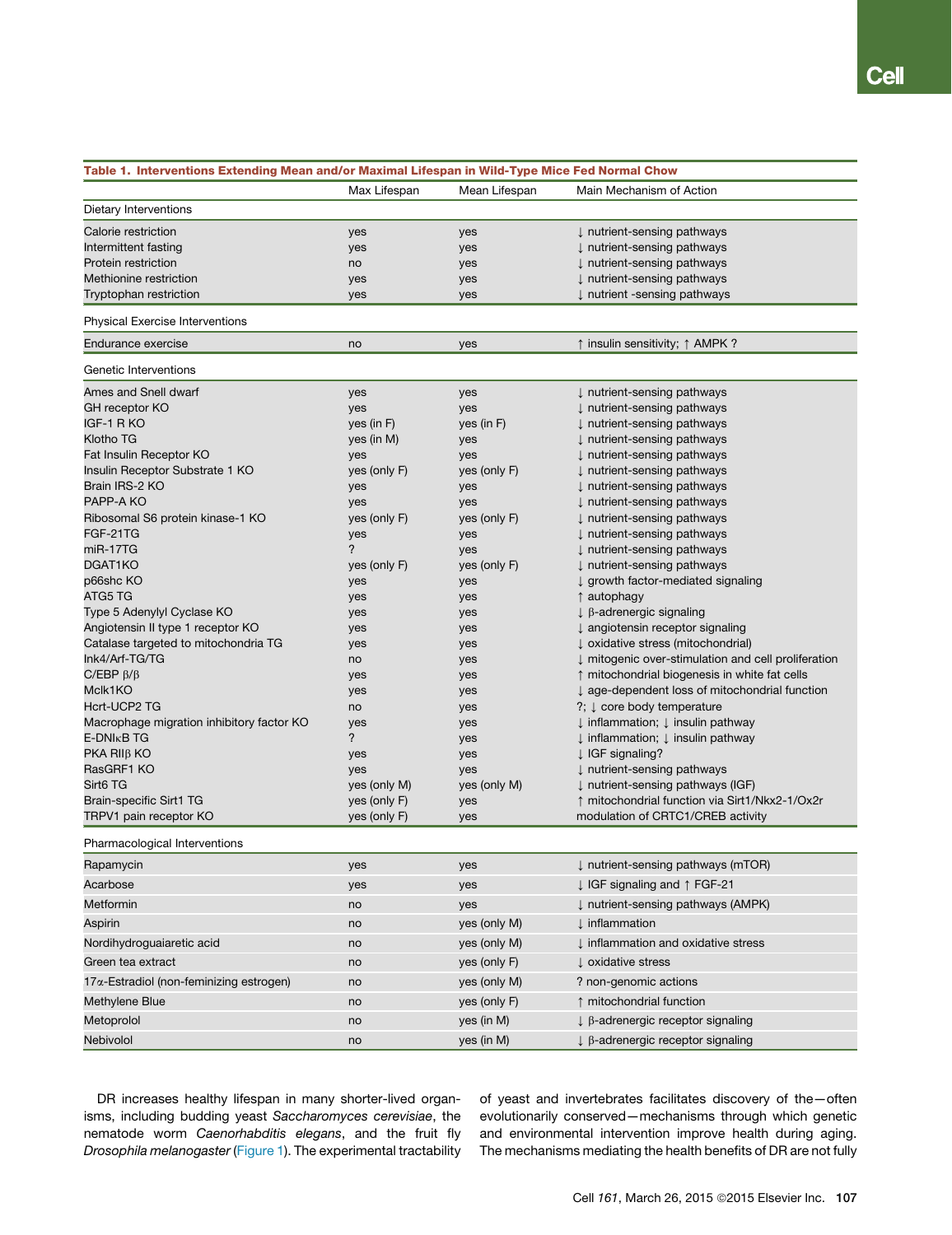**Table 1. Interventions Extending Mean and/or Maximal Lifespan in Wild-Type Mice Fed Normal Chow**

| | Max Lifespan | Mean Lifespan | Main Mechanism of Action |
|---|---|---|---|
| **Dietary Interventions** | | | |
| Calorie restriction | yes | yes | ↓ nutrient-sensing pathways |
| Intermittent fasting | yes | yes | ↓ nutrient-sensing pathways |
| Protein restriction | no | yes | ↓ nutrient-sensing pathways |
| Methionine restriction | yes | yes | ↓ nutrient-sensing pathways |
| Tryptophan restriction | yes | yes | ↓ nutrient -sensing pathways |
| **Physical Exercise Interventions** | | | |
| Endurance exercise | no | yes | ↑ insulin sensitivity; ↑ AMPK ? |
| **Genetic Interventions** | | | |
| Ames and Snell dwarf | yes | yes | ↓ nutrient-sensing pathways |
| GH receptor KO | yes | yes | ↓ nutrient-sensing pathways |
| IGF-1 R KO | yes (in F) | yes (in F) | ↓ nutrient-sensing pathways |
| Klotho TG | yes (in M) | yes | ↓ nutrient-sensing pathways |
| Fat Insulin Receptor KO | yes | yes | ↓ nutrient-sensing pathways |
| Insulin Receptor Substrate 1 KO | yes (only F) | yes (only F) | ↓ nutrient-sensing pathways |
| Brain IRS-2 KO | yes | yes | ↓ nutrient-sensing pathways |
| PAPP-A KO | yes | yes | ↓ nutrient-sensing pathways |
| Ribosomal S6 protein kinase-1 KO | yes (only F) | yes (only F) | ↓ nutrient-sensing pathways |
| FGF-21TG | yes | yes | ↓ nutrient-sensing pathways |
| miR-17TG | ? | yes | ↓ nutrient-sensing pathways |
| DGAT1KO | yes (only F) | yes (only F) | ↓ nutrient-sensing pathways |
| p66shc KO | yes | yes | ↓ growth factor-mediated signaling |
| ATG5 TG | yes | yes | ↑ autophagy |
| Type 5 Adenylyl Cyclase KO | yes | yes | ↓ β-adrenergic signaling |
| Angiotensin II type 1 receptor KO | yes | yes | ↓ angiotensin receptor signaling |
| Catalase targeted to mitochondria TG | yes | yes | ↓ oxidative stress (mitochondrial) |
| Ink4/Arf-TG/TG | no | yes | ↓ mitogenic over-stimulation and cell proliferation |
| C/EBP β/β | yes | yes | ↑ mitochondrial biogenesis in white fat cells |
| Mclk1KO | yes | yes | ↓ age-dependent loss of mitochondrial function |
| Hcrt-UCP2 TG | no | yes | ?; ↓ core body temperature |
| Macrophage migration inhibitory factor KO | yes | yes | ↓ inflammation; ↓ insulin pathway |
| E-DNIκB TG | ? | yes | ↓ inflammation; ↓ insulin pathway |
| PKA RIIβ KO | yes | yes | ↓ IGF signaling? |
| RasGRF1 KO | yes | yes | ↓ nutrient-sensing pathways |
| Sirt6 TG | yes (only M) | yes (only M) | ↓ nutrient-sensing pathways (IGF) |
| Brain-specific Sirt1 TG | yes (only F) | yes | ↑ mitochondrial function via Sirt1/Nkx2-1/Ox2r |
| TRPV1 pain receptor KO | yes (only F) | yes | modulation of CRTC1/CREB activity |
| **Pharmacological Interventions** | | | |
| Rapamycin | yes | yes | ↓ nutrient-sensing pathways (mTOR) |
| Acarbose | yes | yes | ↓ IGF signaling and ↑ FGF-21 |
| Metformin | no | yes | ↓ nutrient-sensing pathways (AMPK) |
| Aspirin | no | yes (only M) | ↓ inflammation |
| Nordihydroguaiaretic acid | no | yes (only M) | ↓ inflammation and oxidative stress |
| Green tea extract | no | yes (only F) | ↓ oxidative stress |
| 17α-Estradiol (non-feminizing estrogen) | no | yes (only M) | ? non-genomic actions |
| Methylene Blue | no | yes (only F) | ↑ mitochondrial function |
| Metoprolol | no | yes (in M) | ↓ β-adrenergic receptor signaling |
| Nebivolol | no | yes (in M) | ↓ β-adrenergic receptor signaling |

DR increases healthy lifespan in many shorter-lived organisms, including budding yeast *Saccharomyces cerevisiae*, the nematode worm *Caenorhabditis elegans*, and the fruit fly *Drosophila melanogaster* (Figure 1). The experimental tractability of yeast and invertebrates facilitates discovery of the—often evolutionarily conserved—mechanisms through which genetic and environmental intervention improve health during aging. The mechanisms mediating the health benefits of DR are not fully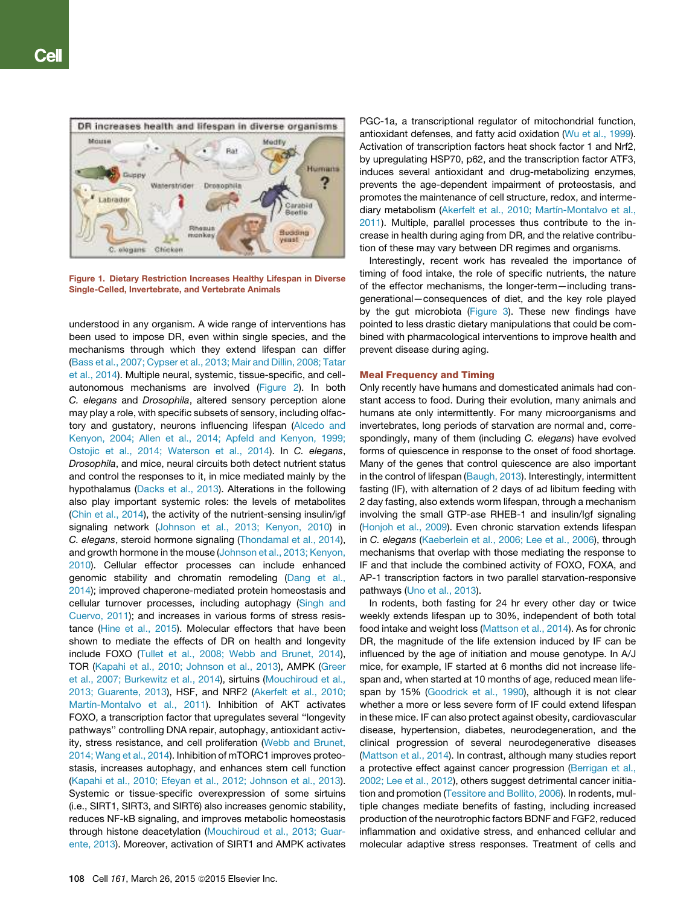Figure 1. Dietary Restriction Increases Healthy Lifespan in Diverse Single-Celled, Invertebrate, and Vertebrate Animals

understood in any organism. A wide range of interventions has been used to impose DR, even within single species, and the mechanisms through which they extend lifespan can differ (Bass et al., 2007; Cypser et al., 2013; Mair and Dillin, 2008; Tatar et al., 2014). Multiple neural, systemic, tissue-specific, and cell-autonomous mechanisms are involved (Figure 2). In both *C. elegans* and *Drosophila*, altered sensory perception alone may play a role, with specific subsets of sensory, including olfactory and gustatory, neurons influencing lifespan (Alcedo and Kenyon, 2004; Allen et al., 2014; Apfeld and Kenyon, 1999; Ostojic et al., 2014; Waterson et al., 2014). In *C. elegans*, *Drosophila*, and mice, neural circuits both detect nutrient status and control the responses to it, in mice mediated mainly by the hypothalamus (Dacks et al., 2013). Alterations in the following also play important systemic roles: the levels of metabolites (Chin et al., 2014), the activity of the nutrient-sensing insulin/igf signaling network (Johnson et al., 2013; Kenyon, 2010) in *C. elegans*, steroid hormone signaling (Thondamal et al., 2014), and growth hormone in the mouse (Johnson et al., 2013; Kenyon, 2010). Cellular effector processes can include enhanced genomic stability and chromatin remodeling (Dang et al., 2014); improved chaperone-mediated protein homeostasis and cellular turnover processes, including autophagy (Singh and Cuervo, 2011); and increases in various forms of stress resistance (Hine et al., 2015). Molecular effectors that have been shown to mediate the effects of DR on health and longevity include FOXO (Tullet et al., 2008; Webb and Brunet, 2014), TOR (Kapahi et al., 2010; Johnson et al., 2013), AMPK (Greer et al., 2007; Burkewitz et al., 2014), sirtuins (Mouchiroud et al., 2013; Guarente, 2013), HSF, and NRF2 (Akerfelt et al., 2010; Martín-Montalvo et al., 2011). Inhibition of AKT activates FOXO, a transcription factor that upregulates several "longevity pathways" controlling DNA repair, autophagy, antioxidant activity, stress resistance, and cell proliferation (Webb and Brunet, 2014; Wang et al., 2014). Inhibition of mTORC1 improves proteostasis, increases autophagy, and enhances stem cell function (Kapahi et al., 2010; Efeyan et al., 2012; Johnson et al., 2013). Systemic or tissue-specific overexpression of some sirtuins (i.e., SIRT1, SIRT3, and SIRT6) also increases genomic stability, reduces NF-kB signaling, and improves metabolic homeostasis through histone deacetylation (Mouchiroud et al., 2013; Guarente, 2013). Moreover, activation of SIRT1 and AMPK activates PGC-1a, a transcriptional regulator of mitochondrial function, antioxidant defenses, and fatty acid oxidation (Wu et al., 1999). Activation of transcription factors heat shock factor 1 and Nrf2, by upregulating HSP70, p62, and the transcription factor ATF3, induces several antioxidant and drug-metabolizing enzymes, prevents the age-dependent impairment of proteostasis, and promotes the maintenance of cell structure, redox, and intermediary metabolism (Akerfelt et al., 2010; Martín-Montalvo et al., 2011). Multiple, parallel processes thus contribute to the increase in health during aging from DR, and the relative contribution of these may vary between DR regimes and organisms.

Interestingly, recent work has revealed the importance of timing of food intake, the role of specific nutrients, the nature of the effector mechanisms, the longer-term—including transgenerational—consequences of diet, and the key role played by the gut microbiota (Figure 3). These new findings have pointed to less drastic dietary manipulations that could be combined with pharmacological interventions to improve health and prevent disease during aging.

## Meal Frequency and Timing

Only recently have humans and domesticated animals had constant access to food. During their evolution, many animals and humans ate only intermittently. For many microorganisms and invertebrates, long periods of starvation are normal and, correspondingly, many of them (including *C. elegans*) have evolved forms of quiescence in response to the onset of food shortage. Many of the genes that control quiescence are also important in the control of lifespan (Baugh, 2013). Interestingly, intermittent fasting (IF), with alternation of 2 days of ad libitum feeding with 2 day fasting, also extends worm lifespan, through a mechanism involving the small GTP-ase RHEB-1 and insulin/Igf signaling (Honjoh et al., 2009). Even chronic starvation extends lifespan in *C. elegans* (Kaeberlein et al., 2006; Lee et al., 2006), through mechanisms that overlap with those mediating the response to IF and that include the combined activity of FOXO, FOXA, and AP-1 transcription factors in two parallel starvation-responsive pathways (Uno et al., 2013).

In rodents, both fasting for 24 hr every other day or twice weekly extends lifespan up to 30%, independent of both total food intake and weight loss (Mattson et al., 2014). As for chronic DR, the magnitude of the life extension induced by IF can be influenced by the age of initiation and mouse genotype. In A/J mice, for example, IF started at 6 months did not increase lifespan and, when started at 10 months of age, reduced mean lifespan by 15% (Goodrick et al., 1990), although it is not clear whether a more or less severe form of IF could extend lifespan in these mice. IF can also protect against obesity, cardiovascular disease, hypertension, diabetes, neurodegeneration, and the clinical progression of several neurodegenerative diseases (Mattson et al., 2014). In contrast, although many studies report a protective effect against cancer progression (Berrigan et al., 2002; Lee et al., 2012), others suggest detrimental cancer initiation and promotion (Tessitore and Bollito, 2006). In rodents, multiple changes mediate benefits of fasting, including increased production of the neurotrophic factors BDNF and FGF2, reduced inflammation and oxidative stress, and enhanced cellular and molecular adaptive stress responses. Treatment of cells and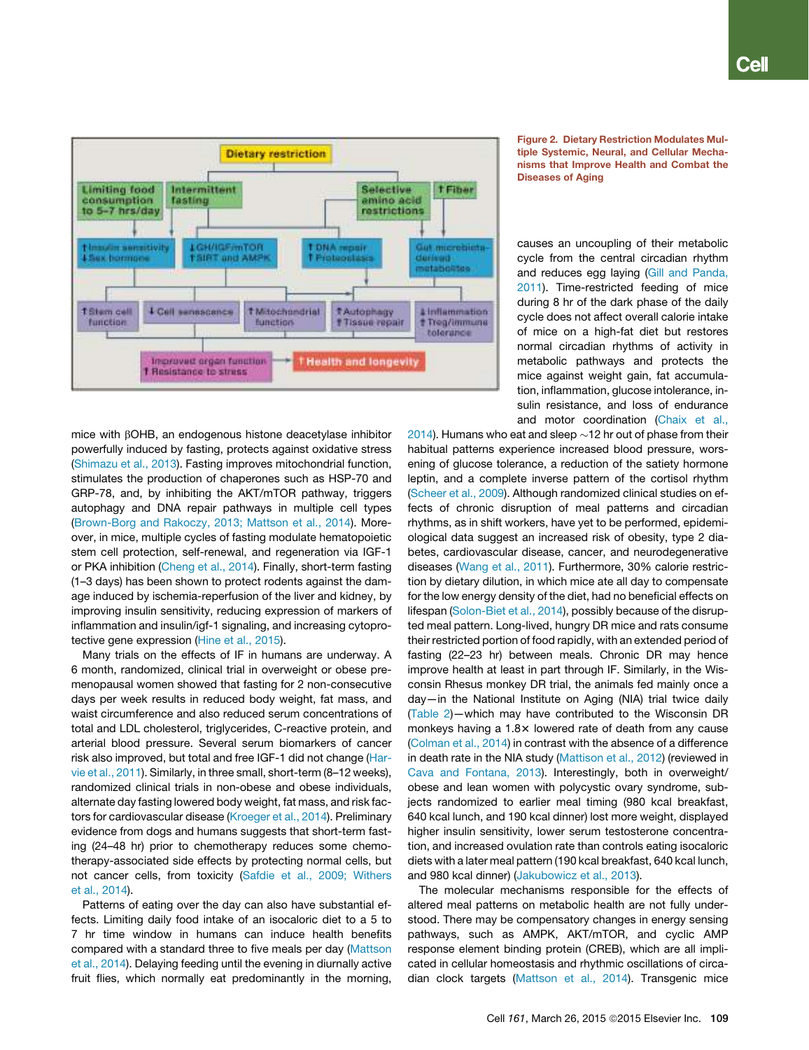Figure 2. Dietary Restriction Modulates Multiple Systemic, Neural, and Cellular Mechanisms that Improve Health and Combat the Diseases of Aging

mice with βOHB, an endogenous histone deacetylase inhibitor powerfully induced by fasting, protects against oxidative stress (Shimazu et al., 2013). Fasting improves mitochondrial function, stimulates the production of chaperones such as HSP-70 and GRP-78, and, by inhibiting the AKT/mTOR pathway, triggers autophagy and DNA repair pathways in multiple cell types (Brown-Borg and Rakoczy, 2013; Mattson et al., 2014). Moreover, in mice, multiple cycles of fasting modulate hematopoietic stem cell protection, self-renewal, and regeneration via IGF-1 or PKA inhibition (Cheng et al., 2014). Finally, short-term fasting (1–3 days) has been shown to protect rodents against the damage induced by ischemia-reperfusion of the liver and kidney, by improving insulin sensitivity, reducing expression of markers of inflammation and insulin/igf-1 signaling, and increasing cytoprotective gene expression (Hine et al., 2015).

Many trials on the effects of IF in humans are underway. A 6 month, randomized, clinical trial in overweight or obese premenopausal women showed that fasting for 2 non-consecutive days per week results in reduced body weight, fat mass, and waist circumference and also reduced serum concentrations of total and LDL cholesterol, triglycerides, C-reactive protein, and arterial blood pressure. Several serum biomarkers of cancer risk also improved, but total and free IGF-1 did not change (Harvie et al., 2011). Similarly, in three small, short-term (8–12 weeks), randomized clinical trials in non-obese and obese individuals, alternate day fasting lowered body weight, fat mass, and risk factors for cardiovascular disease (Kroeger et al., 2014). Preliminary evidence from dogs and humans suggests that short-term fasting (24–48 hr) prior to chemotherapy reduces some chemotherapy-associated side effects by protecting normal cells, but not cancer cells, from toxicity (Safdie et al., 2009; Withers et al., 2014).

Patterns of eating over the day can also have substantial effects. Limiting daily food intake of an isocaloric diet to a 5 to 7 hr time window in humans can induce health benefits compared with a standard three to five meals per day (Mattson et al., 2014). Delaying feeding until the evening in diurnally active fruit flies, which normally eat predominantly in the morning, causes an uncoupling of their metabolic cycle from the central circadian rhythm and reduces egg laying (Gill and Panda, 2011). Time-restricted feeding of mice during 8 hr of the dark phase of the daily cycle does not affect overall calorie intake of mice on a high-fat diet but restores normal circadian rhythms of activity in metabolic pathways and protects the mice against weight gain, fat accumulation, inflammation, glucose intolerance, insulin resistance, and loss of endurance and motor coordination (Chaix et al., 2014). Humans who eat and sleep ~12 hr out of phase from their habitual patterns experience increased blood pressure, worsening of glucose tolerance, a reduction of the satiety hormone leptin, and a complete inverse pattern of the cortisol rhythm (Scheer et al., 2009). Although randomized clinical studies on effects of chronic disruption of meal patterns and circadian rhythms, as in shift workers, have yet to be performed, epidemiological data suggest an increased risk of obesity, type 2 diabetes, cardiovascular disease, cancer, and neurodegenerative diseases (Wang et al., 2011). Furthermore, 30% calorie restriction by dietary dilution, in which mice ate all day to compensate for the low energy density of the diet, had no beneficial effects on lifespan (Solon-Biet et al., 2014), possibly because of the disrupted meal pattern. Long-lived, hungry DR mice and rats consume their restricted portion of food rapidly, with an extended period of fasting (22–23 hr) between meals. Chronic DR may hence improve health at least in part through IF. Similarly, in the Wisconsin Rhesus monkey DR trial, the animals fed mainly once a day—in the National Institute on Aging (NIA) trial twice daily (Table 2)—which may have contributed to the Wisconsin DR monkeys having a 1.8× lowered rate of death from any cause (Colman et al., 2014) in contrast with the absence of a difference in death rate in the NIA study (Mattison et al., 2012) (reviewed in Cava and Fontana, 2013). Interestingly, both in overweight/obese and lean women with polycystic ovary syndrome, subjects randomized to earlier meal timing (980 kcal breakfast, 640 kcal lunch, and 190 kcal dinner) lost more weight, displayed higher insulin sensitivity, lower serum testosterone concentration, and increased ovulation rate than controls eating isocaloric diets with a later meal pattern (190 kcal breakfast, 640 kcal lunch, and 980 kcal dinner) (Jakubowicz et al., 2013).

The molecular mechanisms responsible for the effects of altered meal patterns on metabolic health are not fully understood. There may be compensatory changes in energy sensing pathways, such as AMPK, AKT/mTOR, and cyclic AMP response element binding protein (CREB), which are all implicated in cellular homeostasis and rhythmic oscillations of circadian clock targets (Mattson et al., 2014). Transgenic mice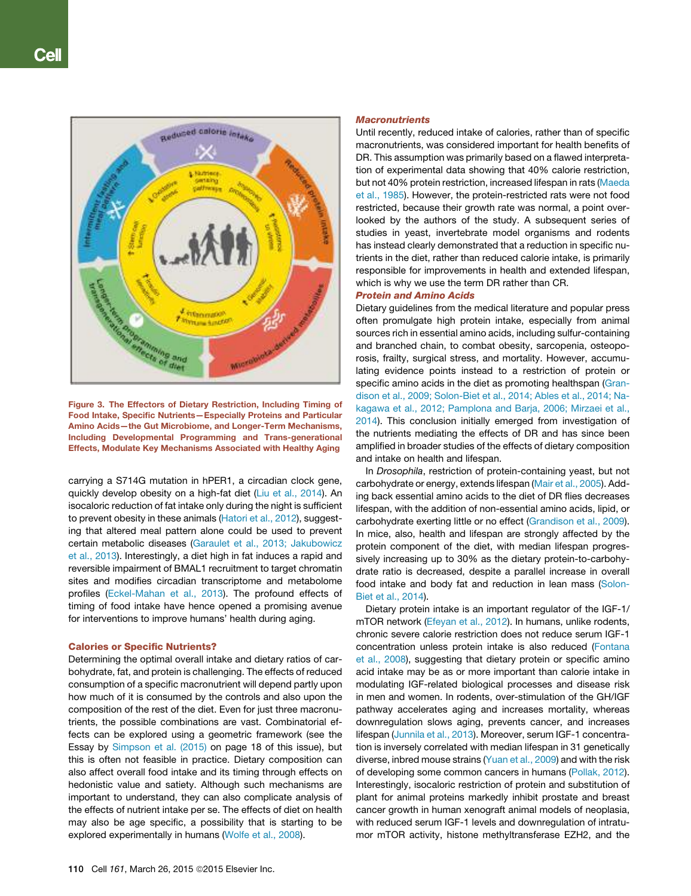Figure 3. The Effectors of Dietary Restriction, Including Timing of Food Intake, Specific Nutrients—Especially Proteins and Particular Amino Acids—the Gut Microbiome, and Longer-Term Mechanisms, Including Developmental Programming and Trans-generational Effects, Modulate Key Mechanisms Associated with Healthy Aging

carrying a S714G mutation in hPER1, a circadian clock gene, quickly develop obesity on a high-fat diet (Liu et al., 2014). An isocaloric reduction of fat intake only during the night is sufficient to prevent obesity in these animals (Hatori et al., 2012), suggesting that altered meal pattern alone could be used to prevent certain metabolic diseases (Garaulet et al., 2013; Jakubowicz et al., 2013). Interestingly, a diet high in fat induces a rapid and reversible impairment of BMAL1 recruitment to target chromatin sites and modifies circadian transcriptome and metabolome profiles (Eckel-Mahan et al., 2013). The profound effects of timing of food intake have hence opened a promising avenue for interventions to improve humans' health during aging.

### Calories or Specific Nutrients?

Determining the optimal overall intake and dietary ratios of carbohydrate, fat, and protein is challenging. The effects of reduced consumption of a specific macronutrient will depend partly upon how much of it is consumed by the controls and also upon the composition of the rest of the diet. Even for just three macronutrients, the possible combinations are vast. Combinatorial effects can be explored using a geometric framework (see the Essay by Simpson et al. (2015) on page 18 of this issue), but this is often not feasible in practice. Dietary composition can also affect overall food intake and its timing through effects on hedonistic value and satiety. Although such mechanisms are important to understand, they can also complicate analysis of the effects of nutrient intake per se. The effects of diet on health may also be age specific, a possibility that is starting to be explored experimentally in humans (Wolfe et al., 2008).

#### *Macronutrients*

Until recently, reduced intake of calories, rather than of specific macronutrients, was considered important for health benefits of DR. This assumption was primarily based on a flawed interpretation of experimental data showing that 40% calorie restriction, but not 40% protein restriction, increased lifespan in rats (Maeda et al., 1985). However, the protein-restricted rats were not food restricted, because their growth rate was normal, a point overlooked by the authors of the study. A subsequent series of studies in yeast, invertebrate model organisms and rodents has instead clearly demonstrated that a reduction in specific nutrients in the diet, rather than reduced calorie intake, is primarily responsible for improvements in health and extended lifespan, which is why we use the term DR rather than CR.

#### *Protein and Amino Acids*

Dietary guidelines from the medical literature and popular press often promulgate high protein intake, especially from animal sources rich in essential amino acids, including sulfur-containing and branched chain, to combat obesity, sarcopenia, osteoporosis, frailty, surgical stress, and mortality. However, accumulating evidence points instead to a restriction of protein or specific amino acids in the diet as promoting healthspan (Grandison et al., 2009; Solon-Biet et al., 2014; Ables et al., 2014; Nakagawa et al., 2012; Pamplona and Barja, 2006; Mirzaei et al., 2014). This conclusion initially emerged from investigation of the nutrients mediating the effects of DR and has since been amplified in broader studies of the effects of dietary composition and intake on health and lifespan.

In *Drosophila*, restriction of protein-containing yeast, but not carbohydrate or energy, extends lifespan (Mair et al., 2005). Adding back essential amino acids to the diet of DR flies decreases lifespan, with the addition of non-essential amino acids, lipid, or carbohydrate exerting little or no effect (Grandison et al., 2009). In mice, also, health and lifespan are strongly affected by the protein component of the diet, with median lifespan progressively increasing up to 30% as the dietary protein-to-carbohydrate ratio is decreased, despite a parallel increase in overall food intake and body fat and reduction in lean mass (Solon-Biet et al., 2014).

Dietary protein intake is an important regulator of the IGF-1/mTOR network (Efeyan et al., 2012). In humans, unlike rodents, chronic severe calorie restriction does not reduce serum IGF-1 concentration unless protein intake is also reduced (Fontana et al., 2008), suggesting that dietary protein or specific amino acid intake may be as or more important than calorie intake in modulating IGF-related biological processes and disease risk in men and women. In rodents, over-stimulation of the GH/IGF pathway accelerates aging and increases mortality, whereas downregulation slows aging, prevents cancer, and increases lifespan (Junnila et al., 2013). Moreover, serum IGF-1 concentration is inversely correlated with median lifespan in 31 genetically diverse, inbred mouse strains (Yuan et al., 2009) and with the risk of developing some common cancers in humans (Pollak, 2012). Interestingly, isocaloric restriction of protein and substitution of plant for animal proteins markedly inhibit prostate and breast cancer growth in human xenograft animal models of neoplasia, with reduced serum IGF-1 levels and downregulation of intratumor mTOR activity, histone methyltransferase EZH2, and the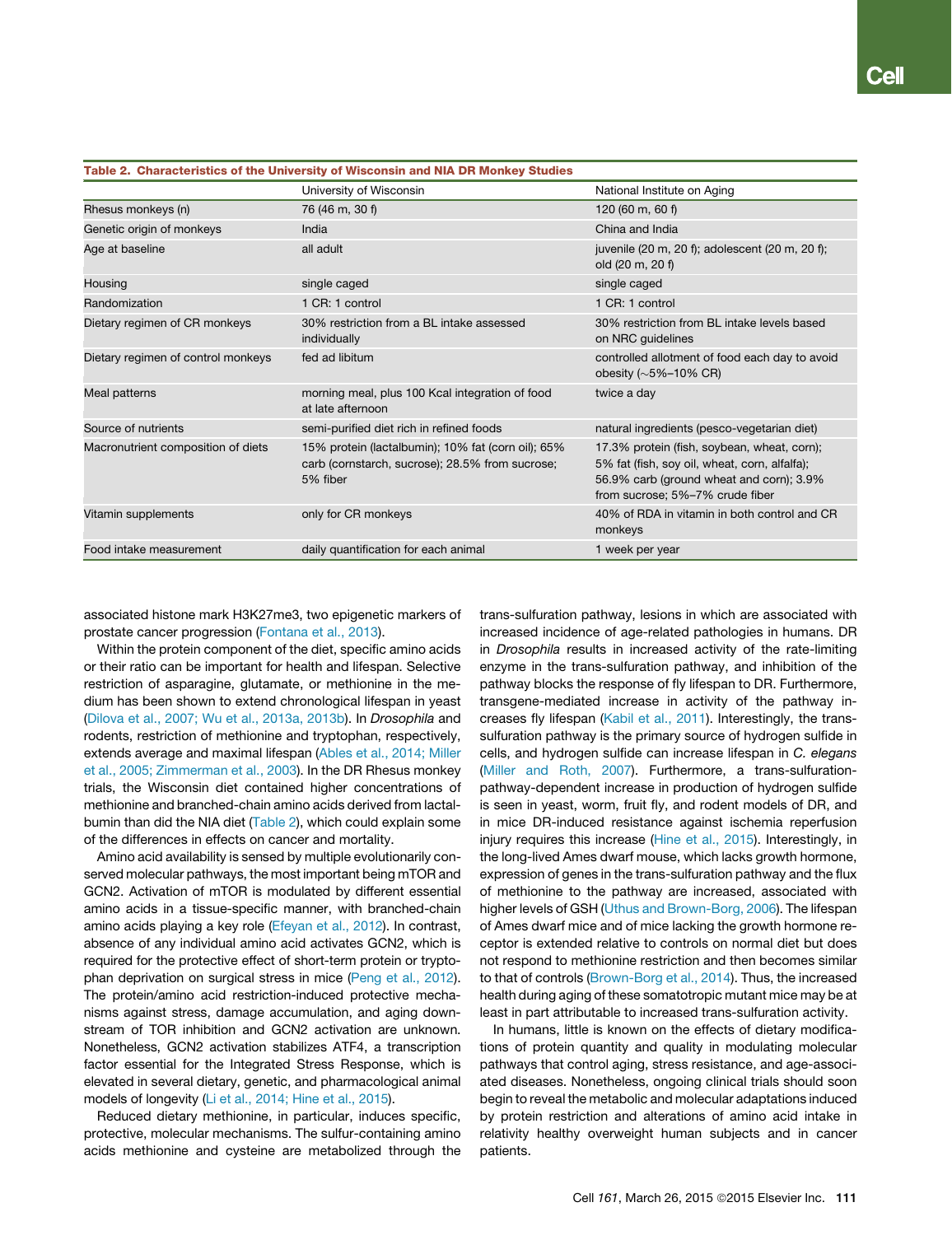**Table 2. Characteristics of the University of Wisconsin and NIA DR Monkey Studies**

| | University of Wisconsin | National Institute on Aging |
|---|---|---|
| Rhesus monkeys (n) | 76 (46 m, 30 f) | 120 (60 m, 60 f) |
| Genetic origin of monkeys | India | China and India |
| Age at baseline | all adult | juvenile (20 m, 20 f); adolescent (20 m, 20 f); old (20 m, 20 f) |
| Housing | single caged | single caged |
| Randomization | 1 CR: 1 control | 1 CR: 1 control |
| Dietary regimen of CR monkeys | 30% restriction from a BL intake assessed individually | 30% restriction from BL intake levels based on NRC guidelines |
| Dietary regimen of control monkeys | fed ad libitum | controlled allotment of food each day to avoid obesity (~5%–10% CR) |
| Meal patterns | morning meal, plus 100 Kcal integration of food at late afternoon | twice a day |
| Source of nutrients | semi-purified diet rich in refined foods | natural ingredients (pesco-vegetarian diet) |
| Macronutrient composition of diets | 15% protein (lactalbumin); 10% fat (corn oil); 65% carb (cornstarch, sucrose); 28.5% from sucrose; 5% fiber | 17.3% protein (fish, soybean, wheat, corn); 5% fat (fish, soy oil, wheat, corn, alfalfa); 56.9% carb (ground wheat and corn); 3.9% from sucrose; 5%–7% crude fiber |
| Vitamin supplements | only for CR monkeys | 40% of RDA in vitamin in both control and CR monkeys |
| Food intake measurement | daily quantification for each animal | 1 week per year |

associated histone mark H3K27me3, two epigenetic markers of prostate cancer progression (Fontana et al., 2013).

Within the protein component of the diet, specific amino acids or their ratio can be important for health and lifespan. Selective restriction of asparagine, glutamate, or methionine in the medium has been shown to extend chronological lifespan in yeast (Dilova et al., 2007; Wu et al., 2013a, 2013b). In *Drosophila* and rodents, restriction of methionine and tryptophan, respectively, extends average and maximal lifespan (Ables et al., 2014; Miller et al., 2005; Zimmerman et al., 2003). In the DR Rhesus monkey trials, the Wisconsin diet contained higher concentrations of methionine and branched-chain amino acids derived from lactalbumin than did the NIA diet (Table 2), which could explain some of the differences in effects on cancer and mortality.

Amino acid availability is sensed by multiple evolutionarily conserved molecular pathways, the most important being mTOR and GCN2. Activation of mTOR is modulated by different essential amino acids in a tissue-specific manner, with branched-chain amino acids playing a key role (Efeyan et al., 2012). In contrast, absence of any individual amino acid activates GCN2, which is required for the protective effect of short-term protein or tryptophan deprivation on surgical stress in mice (Peng et al., 2012). The protein/amino acid restriction-induced protective mechanisms against stress, damage accumulation, and aging downstream of TOR inhibition and GCN2 activation are unknown. Nonetheless, GCN2 activation stabilizes ATF4, a transcription factor essential for the Integrated Stress Response, which is elevated in several dietary, genetic, and pharmacological animal models of longevity (Li et al., 2014; Hine et al., 2015).

Reduced dietary methionine, in particular, induces specific, protective, molecular mechanisms. The sulfur-containing amino acids methionine and cysteine are metabolized through the trans-sulfuration pathway, lesions in which are associated with increased incidence of age-related pathologies in humans. DR in *Drosophila* results in increased activity of the rate-limiting enzyme in the trans-sulfuration pathway, and inhibition of the pathway blocks the response of fly lifespan to DR. Furthermore, transgene-mediated increase in activity of the pathway increases fly lifespan (Kabil et al., 2011). Interestingly, the trans-sulfuration pathway is the primary source of hydrogen sulfide in cells, and hydrogen sulfide can increase lifespan in *C. elegans* (Miller and Roth, 2007). Furthermore, a trans-sulfuration-pathway-dependent increase in production of hydrogen sulfide is seen in yeast, worm, fruit fly, and rodent models of DR, and in mice DR-induced resistance against ischemia reperfusion injury requires this increase (Hine et al., 2015). Interestingly, in the long-lived Ames dwarf mouse, which lacks growth hormone, expression of genes in the trans-sulfuration pathway and the flux of methionine to the pathway are increased, associated with higher levels of GSH (Uthus and Brown-Borg, 2006). The lifespan of Ames dwarf mice and of mice lacking the growth hormone receptor is extended relative to controls on normal diet but does not respond to methionine restriction and then becomes similar to that of controls (Brown-Borg et al., 2014). Thus, the increased health during aging of these somatotropic mutant mice may be at least in part attributable to increased trans-sulfuration activity.

In humans, little is known on the effects of dietary modifications of protein quantity and quality in modulating molecular pathways that control aging, stress resistance, and age-associated diseases. Nonetheless, ongoing clinical trials should soon begin to reveal the metabolic and molecular adaptations induced by protein restriction and alterations of amino acid intake in relativity healthy overweight human subjects and in cancer patients.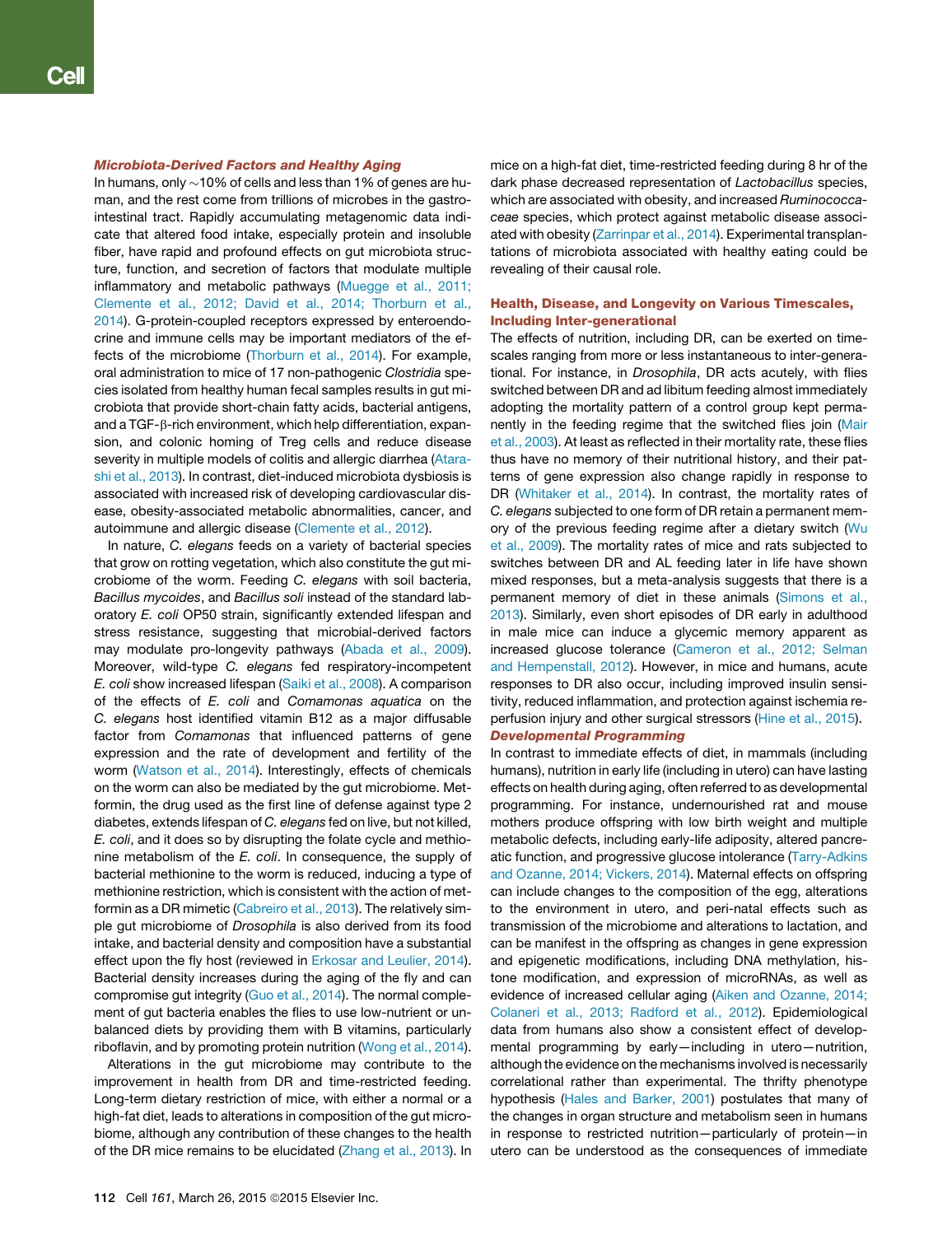### *Microbiota-Derived Factors and Healthy Aging*

In humans, only ~10% of cells and less than 1% of genes are human, and the rest come from trillions of microbes in the gastrointestinal tract. Rapidly accumulating metagenomic data indicate that altered food intake, especially protein and insoluble fiber, have rapid and profound effects on gut microbiota structure, function, and secretion of factors that modulate multiple inflammatory and metabolic pathways (Muegge et al., 2011; Clemente et al., 2012; David et al., 2014; Thorburn et al., 2014). G-protein-coupled receptors expressed by enteroendocrine and immune cells may be important mediators of the effects of the microbiome (Thorburn et al., 2014). For example, oral administration to mice of 17 non-pathogenic *Clostridia* species isolated from healthy human fecal samples results in gut microbiota that provide short-chain fatty acids, bacterial antigens, and a TGF-β-rich environment, which help differentiation, expansion, and colonic homing of Treg cells and reduce disease severity in multiple models of colitis and allergic diarrhea (Atarashi et al., 2013). In contrast, diet-induced microbiota dysbiosis is associated with increased risk of developing cardiovascular disease, obesity-associated metabolic abnormalities, cancer, and autoimmune and allergic disease (Clemente et al., 2012).

In nature, *C. elegans* feeds on a variety of bacterial species that grow on rotting vegetation, which also constitute the gut microbiome of the worm. Feeding *C. elegans* with soil bacteria, *Bacillus mycoides*, and *Bacillus soli* instead of the standard laboratory *E. coli* OP50 strain, significantly extended lifespan and stress resistance, suggesting that microbial-derived factors may modulate pro-longevity pathways (Abada et al., 2009). Moreover, wild-type *C. elegans* fed respiratory-incompetent *E. coli* show increased lifespan (Saiki et al., 2008). A comparison of the effects of *E. coli* and *Comamonas aquatica* on the *C. elegans* host identified vitamin B12 as a major diffusable factor from *Comamonas* that influenced patterns of gene expression and the rate of development and fertility of the worm (Watson et al., 2014). Interestingly, effects of chemicals on the worm can also be mediated by the gut microbiome. Metformin, the drug used as the first line of defense against type 2 diabetes, extends lifespan of *C. elegans* fed on live, but not killed, *E. coli*, and it does so by disrupting the folate cycle and methionine metabolism of the *E. coli*. In consequence, the supply of bacterial methionine to the worm is reduced, inducing a type of methionine restriction, which is consistent with the action of metformin as a DR mimetic (Cabreiro et al., 2013). The relatively simple gut microbiome of *Drosophila* is also derived from its food intake, and bacterial density and composition have a substantial effect upon the fly host (reviewed in Erkosar and Leulier, 2014). Bacterial density increases during the aging of the fly and can compromise gut integrity (Guo et al., 2014). The normal complement of gut bacteria enables the flies to use low-nutrient or unbalanced diets by providing them with B vitamins, particularly riboflavin, and by promoting protein nutrition (Wong et al., 2014).

Alterations in the gut microbiome may contribute to the improvement in health from DR and time-restricted feeding. Long-term dietary restriction of mice, with either a normal or a high-fat diet, leads to alterations in composition of the gut microbiome, although any contribution of these changes to the health of the DR mice remains to be elucidated (Zhang et al., 2013). In mice on a high-fat diet, time-restricted feeding during 8 hr of the dark phase decreased representation of *Lactobacillus* species, which are associated with obesity, and increased *Ruminococcaceae* species, which protect against metabolic disease associated with obesity (Zarrinpar et al., 2014). Experimental transplantations of microbiota associated with healthy eating could be revealing of their causal role.

## Health, Disease, and Longevity on Various Timescales, Including Inter-generational

The effects of nutrition, including DR, can be exerted on timescales ranging from more or less instantaneous to inter-generational. For instance, in *Drosophila*, DR acts acutely, with flies switched between DR and ad libitum feeding almost immediately adopting the mortality pattern of a control group kept permanently in the feeding regime that the switched flies join (Mair et al., 2003). At least as reflected in their mortality rate, these flies thus have no memory of their nutritional history, and their patterns of gene expression also change rapidly in response to DR (Whitaker et al., 2014). In contrast, the mortality rates of *C. elegans* subjected to one form of DR retain a permanent memory of the previous feeding regime after a dietary switch (Wu et al., 2009). The mortality rates of mice and rats subjected to switches between DR and AL feeding later in life have shown mixed responses, but a meta-analysis suggests that there is a permanent memory of diet in these animals (Simons et al., 2013). Similarly, even short episodes of DR early in adulthood in male mice can induce a glycemic memory apparent as increased glucose tolerance (Cameron et al., 2012; Selman and Hempenstall, 2012). However, in mice and humans, acute responses to DR also occur, including improved insulin sensitivity, reduced inflammation, and protection against ischemia reperfusion injury and other surgical stressors (Hine et al., 2015).

### *Developmental Programming*

In contrast to immediate effects of diet, in mammals (including humans), nutrition in early life (including in utero) can have lasting effects on health during aging, often referred to as developmental programming. For instance, undernourished rat and mouse mothers produce offspring with low birth weight and multiple metabolic defects, including early-life adiposity, altered pancreatic function, and progressive glucose intolerance (Tarry-Adkins and Ozanne, 2014; Vickers, 2014). Maternal effects on offspring can include changes to the composition of the egg, alterations to the environment in utero, and peri-natal effects such as transmission of the microbiome and alterations to lactation, and can be manifest in the offspring as changes in gene expression and epigenetic modifications, including DNA methylation, histone modification, and expression of microRNAs, as well as evidence of increased cellular aging (Aiken and Ozanne, 2014; Colaneri et al., 2013; Radford et al., 2012). Epidemiological data from humans also show a consistent effect of developmental programming by early—including in utero—nutrition, although the evidence on the mechanisms involved is necessarily correlational rather than experimental. The thrifty phenotype hypothesis (Hales and Barker, 2001) postulates that many of the changes in organ structure and metabolism seen in humans in response to restricted nutrition—particularly of protein—in utero can be understood as the consequences of immediate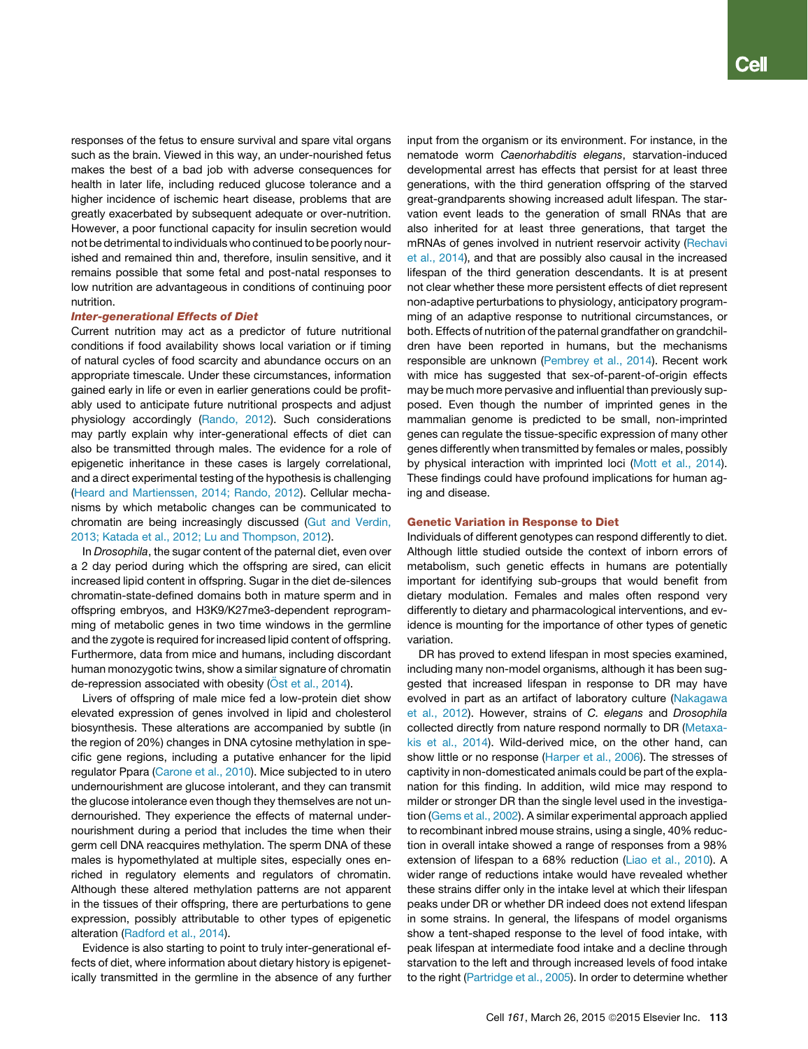responses of the fetus to ensure survival and spare vital organs such as the brain. Viewed in this way, an under-nourished fetus makes the best of a bad job with adverse consequences for health in later life, including reduced glucose tolerance and a higher incidence of ischemic heart disease, problems that are greatly exacerbated by subsequent adequate or over-nutrition. However, a poor functional capacity for insulin secretion would not be detrimental to individuals who continued to be poorly nourished and remained thin and, therefore, insulin sensitive, and it remains possible that some fetal and post-natal responses to low nutrition are advantageous in conditions of continuing poor nutrition.

### *Inter-generational Effects of Diet*

Current nutrition may act as a predictor of future nutritional conditions if food availability shows local variation or if timing of natural cycles of food scarcity and abundance occurs on an appropriate timescale. Under these circumstances, information gained early in life or even in earlier generations could be profitably used to anticipate future nutritional prospects and adjust physiology accordingly (Rando, 2012). Such considerations may partly explain why inter-generational effects of diet can also be transmitted through males. The evidence for a role of epigenetic inheritance in these cases is largely correlational, and a direct experimental testing of the hypothesis is challenging (Heard and Martienssen, 2014; Rando, 2012). Cellular mechanisms by which metabolic changes can be communicated to chromatin are being increasingly discussed (Gut and Verdin, 2013; Katada et al., 2012; Lu and Thompson, 2012).

In *Drosophila*, the sugar content of the paternal diet, even over a 2 day period during which the offspring are sired, can elicit increased lipid content in offspring. Sugar in the diet de-silences chromatin-state-defined domains both in mature sperm and in offspring embryos, and H3K9/K27me3-dependent reprogramming of metabolic genes in two time windows in the germline and the zygote is required for increased lipid content of offspring. Furthermore, data from mice and humans, including discordant human monozygotic twins, show a similar signature of chromatin de-repression associated with obesity (Öst et al., 2014).

Livers of offspring of male mice fed a low-protein diet show elevated expression of genes involved in lipid and cholesterol biosynthesis. These alterations are accompanied by subtle (in the region of 20%) changes in DNA cytosine methylation in specific gene regions, including a putative enhancer for the lipid regulator Ppara (Carone et al., 2010). Mice subjected to in utero undernourishment are glucose intolerant, and they can transmit the glucose intolerance even though they themselves are not undernourished. They experience the effects of maternal undernourishment during a period that includes the time when their germ cell DNA reacquires methylation. The sperm DNA of these males is hypomethylated at multiple sites, especially ones enriched in regulatory elements and regulators of chromatin. Although these altered methylation patterns are not apparent in the tissues of their offspring, there are perturbations to gene expression, possibly attributable to other types of epigenetic alteration (Radford et al., 2014).

Evidence is also starting to point to truly inter-generational effects of diet, where information about dietary history is epigenetically transmitted in the germline in the absence of any further input from the organism or its environment. For instance, in the nematode worm *Caenorhabditis elegans*, starvation-induced developmental arrest has effects that persist for at least three generations, with the third generation offspring of the starved great-grandparents showing increased adult lifespan. The starvation event leads to the generation of small RNAs that are also inherited for at least three generations, that target the mRNAs of genes involved in nutrient reservoir activity (Rechavi et al., 2014), and that are possibly also causal in the increased lifespan of the third generation descendants. It is at present not clear whether these more persistent effects of diet represent non-adaptive perturbations to physiology, anticipatory programming of an adaptive response to nutritional circumstances, or both. Effects of nutrition of the paternal grandfather on grandchildren have been reported in humans, but the mechanisms responsible are unknown (Pembrey et al., 2014). Recent work with mice has suggested that sex-of-parent-of-origin effects may be much more pervasive and influential than previously supposed. Even though the number of imprinted genes in the mammalian genome is predicted to be small, non-imprinted genes can regulate the tissue-specific expression of many other genes differently when transmitted by females or males, possibly by physical interaction with imprinted loci (Mott et al., 2014). These findings could have profound implications for human aging and disease.

## Genetic Variation in Response to Diet

Individuals of different genotypes can respond differently to diet. Although little studied outside the context of inborn errors of metabolism, such genetic effects in humans are potentially important for identifying sub-groups that would benefit from dietary modulation. Females and males often respond very differently to dietary and pharmacological interventions, and evidence is mounting for the importance of other types of genetic variation.

DR has proved to extend lifespan in most species examined, including many non-model organisms, although it has been suggested that increased lifespan in response to DR may have evolved in part as an artifact of laboratory culture (Nakagawa et al., 2012). However, strains of *C. elegans* and *Drosophila* collected directly from nature respond normally to DR (Metaxakis et al., 2014). Wild-derived mice, on the other hand, can show little or no response (Harper et al., 2006). The stresses of captivity in non-domesticated animals could be part of the explanation for this finding. In addition, wild mice may respond to milder or stronger DR than the single level used in the investigation (Gems et al., 2002). A similar experimental approach applied to recombinant inbred mouse strains, using a single, 40% reduction in overall intake showed a range of responses from a 98% extension of lifespan to a 68% reduction (Liao et al., 2010). A wider range of reductions intake would have revealed whether these strains differ only in the intake level at which their lifespan peaks under DR or whether DR indeed does not extend lifespan in some strains. In general, the lifespans of model organisms show a tent-shaped response to the level of food intake, with peak lifespan at intermediate food intake and a decline through starvation to the left and through increased levels of food intake to the right (Partridge et al., 2005). In order to determine whether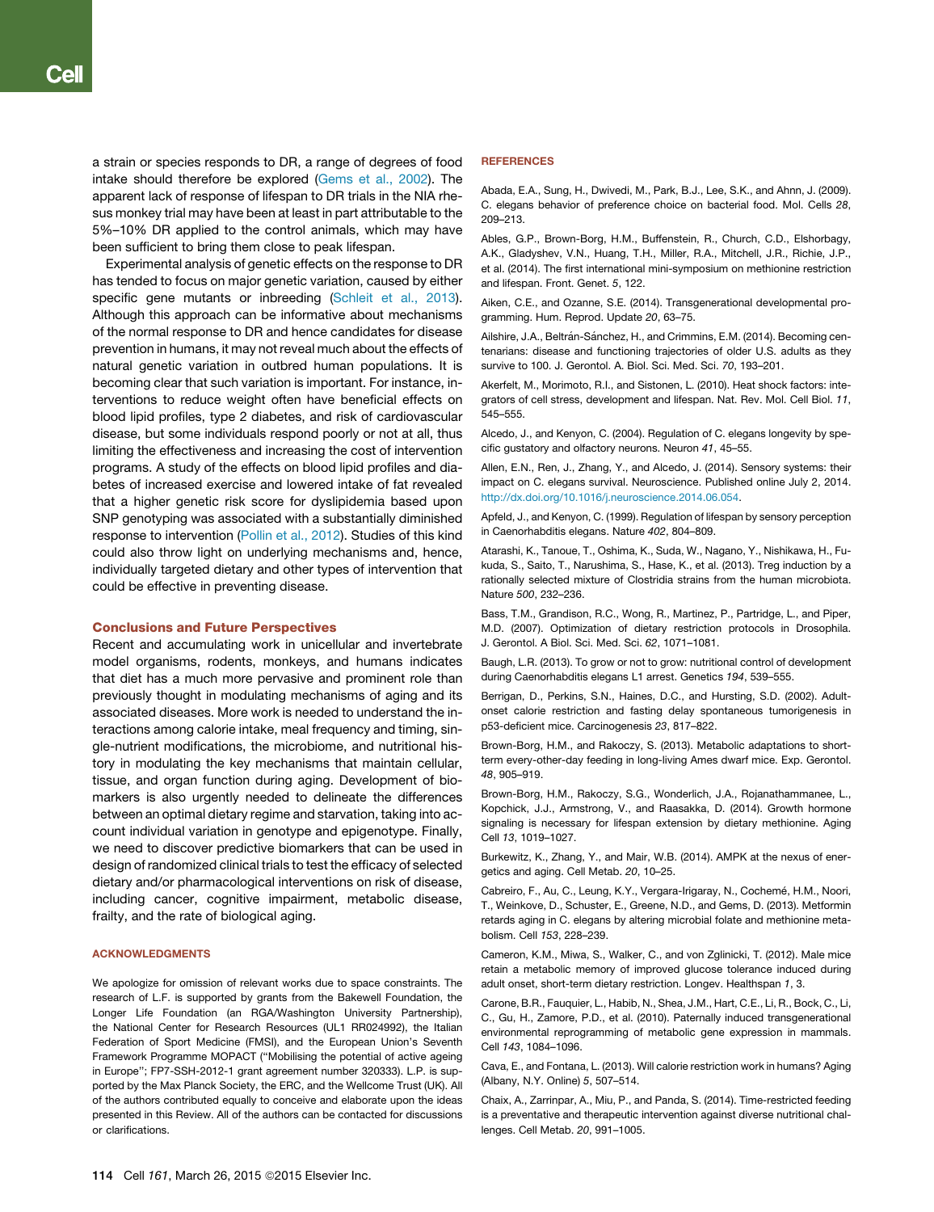a strain or species responds to DR, a range of degrees of food intake should therefore be explored (Gems et al., 2002). The apparent lack of response of lifespan to DR trials in the NIA rhesus monkey trial may have been at least in part attributable to the 5%–10% DR applied to the control animals, which may have been sufficient to bring them close to peak lifespan.

Experimental analysis of genetic effects on the response to DR has tended to focus on major genetic variation, caused by either specific gene mutants or inbreeding (Schleit et al., 2013). Although this approach can be informative about mechanisms of the normal response to DR and hence candidates for disease prevention in humans, it may not reveal much about the effects of natural genetic variation in outbred human populations. It is becoming clear that such variation is important. For instance, interventions to reduce weight often have beneficial effects on blood lipid profiles, type 2 diabetes, and risk of cardiovascular disease, but some individuals respond poorly or not at all, thus limiting the effectiveness and increasing the cost of intervention programs. A study of the effects on blood lipid profiles and diabetes of increased exercise and lowered intake of fat revealed that a higher genetic risk score for dyslipidemia based upon SNP genotyping was associated with a substantially diminished response to intervention (Pollin et al., 2012). Studies of this kind could also throw light on underlying mechanisms and, hence, individually targeted dietary and other types of intervention that could be effective in preventing disease.

## Conclusions and Future Perspectives

Recent and accumulating work in unicellular and invertebrate model organisms, rodents, monkeys, and humans indicates that diet has a much more pervasive and prominent role than previously thought in modulating mechanisms of aging and its associated diseases. More work is needed to understand the interactions among calorie intake, meal frequency and timing, single-nutrient modifications, the microbiome, and nutritional history in modulating the key mechanisms that maintain cellular, tissue, and organ function during aging. Development of biomarkers is also urgently needed to delineate the differences between an optimal dietary regime and starvation, taking into account individual variation in genotype and epigenotype. Finally, we need to discover predictive biomarkers that can be used in design of randomized clinical trials to test the efficacy of selected dietary and/or pharmacological interventions on risk of disease, including cancer, cognitive impairment, metabolic disease, frailty, and the rate of biological aging.

## ACKNOWLEDGMENTS

We apologize for omission of relevant works due to space constraints. The research of L.F. is supported by grants from the Bakewell Foundation, the Longer Life Foundation (an RGA/Washington University Partnership), the National Center for Research Resources (UL1 RR024992), the Italian Federation of Sport Medicine (FMSI), and the European Union's Seventh Framework Programme MOPACT ("Mobilising the potential of active ageing in Europe"; FP7-SSH-2012-1 grant agreement number 320333). L.P. is supported by the Max Planck Society, the ERC, and the Wellcome Trust (UK). All of the authors contributed equally to conceive and elaborate upon the ideas presented in this Review. All of the authors can be contacted for discussions or clarifications.

## REFERENCES

Abada, E.A., Sung, H., Dwivedi, M., Park, B.J., Lee, S.K., and Ahnn, J. (2009). C. elegans behavior of preference choice on bacterial food. Mol. Cells *28*, 209–213.

Ables, G.P., Brown-Borg, H.M., Buffenstein, R., Church, C.D., Elshorbagy, A.K., Gladyshev, V.N., Huang, T.H., Miller, R.A., Mitchell, J.R., Richie, J.P., et al. (2014). The first international mini-symposium on methionine restriction and lifespan. Front. Genet. *5*, 122.

Aiken, C.E., and Ozanne, S.E. (2014). Transgenerational developmental programming. Hum. Reprod. Update *20*, 63–75.

Ailshire, J.A., Beltrán-Sánchez, H., and Crimmins, E.M. (2014). Becoming centenarians: disease and functioning trajectories of older U.S. adults as they survive to 100. J. Gerontol. A Biol. Sci. Med. Sci. *70*, 193–201.

Akerfelt, M., Morimoto, R.I., and Sistonen, L. (2010). Heat shock factors: integrators of cell stress, development and lifespan. Nat. Rev. Mol. Cell Biol. *11*, 545–555.

Alcedo, J., and Kenyon, C. (2004). Regulation of C. elegans longevity by specific gustatory and olfactory neurons. Neuron *41*, 45–55.

Allen, E.N., Ren, J., Zhang, Y., and Alcedo, J. (2014). Sensory systems: their impact on C. elegans survival. Neuroscience. Published online July 2, 2014. http://dx.doi.org/10.1016/j.neuroscience.2014.06.054.

Apfeld, J., and Kenyon, C. (1999). Regulation of lifespan by sensory perception in Caenorhabditis elegans. Nature *402*, 804–809.

Atarashi, K., Tanoue, T., Oshima, K., Suda, W., Nagano, Y., Nishikawa, H., Fukuda, S., Saito, T., Narushima, S., Hase, K., et al. (2013). Treg induction by a rationally selected mixture of Clostridia strains from the human microbiota. Nature *500*, 232–236.

Bass, T.M., Grandison, R.C., Wong, R., Martinez, P., Partridge, L., and Piper, M.D. (2007). Optimization of dietary restriction protocols in Drosophila. J. Gerontol. A Biol. Sci. Med. Sci. *62*, 1071–1081.

Baugh, L.R. (2013). To grow or not to grow: nutritional control of development during Caenorhabditis elegans L1 arrest. Genetics *194*, 539–555.

Berrigan, D., Perkins, S.N., Haines, D.C., and Hursting, S.D. (2002). Adult-onset calorie restriction and fasting delay spontaneous tumorigenesis in p53-deficient mice. Carcinogenesis *23*, 817–822.

Brown-Borg, H.M., and Rakoczy, S. (2013). Metabolic adaptations to short-term every-other-day feeding in long-living Ames dwarf mice. Exp. Gerontol. *48*, 905–919.

Brown-Borg, H.M., Rakoczy, S.G., Wonderlich, J.A., Rojanathammanee, L., Kopchick, J.J., Armstrong, V., and Raasakka, D. (2014). Growth hormone signaling is necessary for lifespan extension by dietary methionine. Aging Cell *13*, 1019–1027.

Burkewitz, K., Zhang, Y., and Mair, W.B. (2014). AMPK at the nexus of energetics and aging. Cell Metab. *20*, 10–25.

Cabreiro, F., Au, C., Leung, K.Y., Vergara-Irigaray, N., Cochemé, H.M., Noori, T., Weinkove, D., Schuster, E., Greene, N.D., and Gems, D. (2013). Metformin retards aging in C. elegans by altering microbial folate and methionine metabolism. Cell *153*, 228–239.

Cameron, K.M., Miwa, S., Walker, C., and von Zglinicki, T. (2012). Male mice retain a metabolic memory of improved glucose tolerance induced during adult onset, short-term dietary restriction. Longev. Healthspan *1*, 3.

Carone, B.R., Fauquier, L., Habib, N., Shea, J.M., Hart, C.E., Li, R., Bock, C., Li, C., Gu, H., Zamore, P.D., et al. (2010). Paternally induced transgenerational environmental reprogramming of metabolic gene expression in mammals. Cell *143*, 1084–1096.

Cava, E., and Fontana, L. (2013). Will calorie restriction work in humans? Aging (Albany, N.Y. Online) *5*, 507–514.

Chaix, A., Zarrinpar, A., Miu, P., and Panda, S. (2014). Time-restricted feeding is a preventative and therapeutic intervention against diverse nutritional challenges. Cell Metab. *20*, 991–1005.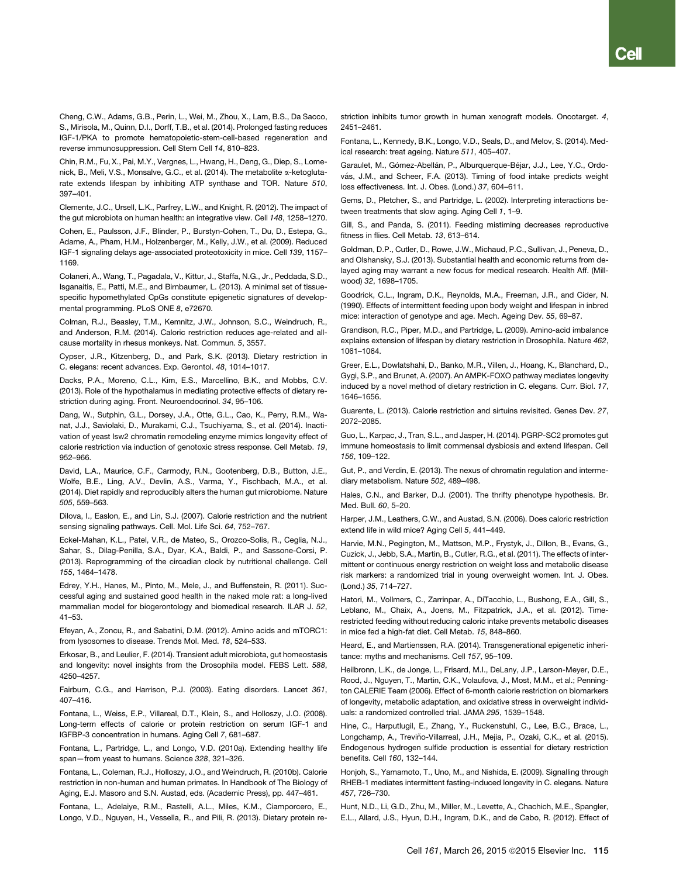Cheng, C.W., Adams, G.B., Perin, L., Wei, M., Zhou, X., Lam, B.S., Da Sacco, S., Mirisola, M., Quinn, D.I., Dorff, T.B., et al. (2014). Prolonged fasting reduces IGF-1/PKA to promote hematopoietic-stem-cell-based regeneration and reverse immunosuppression. Cell Stem Cell *14*, 810–823.

Chin, R.M., Fu, X., Pai, M.Y., Vergnes, L., Hwang, H., Deng, G., Diep, S., Lomenick, B., Meli, V.S., Monsalve, G.C., et al. (2014). The metabolite α-ketoglutarate extends lifespan by inhibiting ATP synthase and TOR. Nature *510*, 397–401.

Clemente, J.C., Ursell, L.K., Parfrey, L.W., and Knight, R. (2012). The impact of the gut microbiota on human health: an integrative view. Cell *148*, 1258–1270.

Cohen, E., Paulsson, J.F., Blinder, P., Burstyn-Cohen, T., Du, D., Estepa, G., Adame, A., Pham, H.M., Holzenberger, M., Kelly, J.W., et al. (2009). Reduced IGF-1 signaling delays age-associated proteotoxicity in mice. Cell *139*, 1157–1169.

Colaneri, A., Wang, T., Pagadala, V., Kittur, J., Staffa, N.G., Jr., Peddada, S.D., Isganaitis, E., Patti, M.E., and Birnbaumer, L. (2013). A minimal set of tissue-specific hypomethylated CpGs constitute epigenetic signatures of developmental programming. PLoS ONE *8*, e72670.

Colman, R.J., Beasley, T.M., Kemnitz, J.W., Johnson, S.C., Weindruch, R., and Anderson, R.M. (2014). Caloric restriction reduces age-related and all-cause mortality in rhesus monkeys. Nat. Commun. *5*, 3557.

Cypser, J.R., Kitzenberg, D., and Park, S.K. (2013). Dietary restriction in C. elegans: recent advances. Exp. Gerontol. *48*, 1014–1017.

Dacks, P.A., Moreno, C.L., Kim, E.S., Marcellino, B.K., and Mobbs, C.V. (2013). Role of the hypothalamus in mediating protective effects of dietary restriction during aging. Front. Neuroendocrinol. *34*, 95–106.

Dang, W., Sutphin, G.L., Dorsey, J.A., Otte, G.L., Cao, K., Perry, R.M., Wanat, J.J., Saviolaki, D., Murakami, C.J., Tsuchiyama, S., et al. (2014). Inactivation of yeast Isw2 chromatin remodeling enzyme mimics longevity effect of calorie restriction via induction of genotoxic stress response. Cell Metab. *19*, 952–966.

David, L.A., Maurice, C.F., Carmody, R.N., Gootenberg, D.B., Button, J.E., Wolfe, B.E., Ling, A.V., Devlin, A.S., Varma, Y., Fischbach, M.A., et al. (2014). Diet rapidly and reproducibly alters the human gut microbiome. Nature *505*, 559–563.

Dilova, I., Easlon, E., and Lin, S.J. (2007). Calorie restriction and the nutrient sensing signaling pathways. Cell. Mol. Life Sci. *64*, 752–767.

Eckel-Mahan, K.L., Patel, V.R., de Mateo, S., Orozco-Solis, R., Ceglia, N.J., Sahar, S., Dilag-Penilla, S.A., Dyar, K.A., Baldi, P., and Sassone-Corsi, P. (2013). Reprogramming of the circadian clock by nutritional challenge. Cell *155*, 1464–1478.

Edrey, Y.H., Hanes, M., Pinto, M., Mele, J., and Buffenstein, R. (2011). Successful aging and sustained good health in the naked mole rat: a long-lived mammalian model for biogerontology and biomedical research. ILAR J. *52*, 41–53.

Efeyan, A., Zoncu, R., and Sabatini, D.M. (2012). Amino acids and mTORC1: from lysosomes to disease. Trends Mol. Med. *18*, 524–533.

Erkosar, B., and Leulier, F. (2014). Transient adult microbiota, gut homeostasis and longevity: novel insights from the Drosophila model. FEBS Lett. *588*, 4250–4257.

Fairburn, C.G., and Harrison, P.J. (2003). Eating disorders. Lancet *361*, 407–416.

Fontana, L., Weiss, E.P., Villareal, D.T., Klein, S., and Holloszy, J.O. (2008). Long-term effects of calorie or protein restriction on serum IGF-1 and IGFBP-3 concentration in humans. Aging Cell *7*, 681–687.

Fontana, L., Partridge, L., and Longo, V.D. (2010a). Extending healthy life span—from yeast to humans. Science *328*, 321–326.

Fontana, L., Coleman, R.J., Holloszy, J.O., and Weindruch, R. (2010b). Calorie restriction in non-human and human primates. In Handbook of The Biology of Aging, E.J. Masoro and S.N. Austad, eds. (Academic Press), pp. 447–461.

Fontana, L., Adelaiye, R.M., Rastelli, A.L., Miles, K.M., Ciamporcero, E., Longo, V.D., Nguyen, H., Vessella, R., and Pili, R. (2013). Dietary protein restriction inhibits tumor growth in human xenograft models. Oncotarget. *4*, 2451–2461.

Fontana, L., Kennedy, B.K., Longo, V.D., Seals, D., and Melov, S. (2014). Medical research: treat ageing. Nature *511*, 405–407.

Garaulet, M., Gómez-Abellán, P., Alburquerque-Béjar, J.J., Lee, Y.C., Ordovás, J.M., and Scheer, F.A. (2013). Timing of food intake predicts weight loss effectiveness. Int. J. Obes. (Lond.) *37*, 604–611.

Gems, D., Pletcher, S., and Partridge, L. (2002). Interpreting interactions between treatments that slow aging. Aging Cell *1*, 1–9.

Gill, S., and Panda, S. (2011). Feeding mistiming decreases reproductive fitness in flies. Cell Metab. *13*, 613–614.

Goldman, D.P., Cutler, D., Rowe, J.W., Michaud, P.C., Sullivan, J., Peneva, D., and Olshansky, S.J. (2013). Substantial health and economic returns from delayed aging may warrant a new focus for medical research. Health Aff. (Millwood) *32*, 1698–1705.

Goodrick, C.L., Ingram, D.K., Reynolds, M.A., Freeman, J.R., and Cider, N. (1990). Effects of intermittent feeding upon body weight and lifespan in inbred mice: interaction of genotype and age. Mech. Ageing Dev. *55*, 69–87.

Grandison, R.C., Piper, M.D., and Partridge, L. (2009). Amino-acid imbalance explains extension of lifespan by dietary restriction in Drosophila. Nature *462*, 1061–1064.

Greer, E.L., Dowlatshahi, D., Banko, M.R., Villen, J., Hoang, K., Blanchard, D., Gygi, S.P., and Brunet, A. (2007). An AMPK-FOXO pathway mediates longevity induced by a novel method of dietary restriction in C. elegans. Curr. Biol. *17*, 1646–1656.

Guarente, L. (2013). Calorie restriction and sirtuins revisited. Genes Dev. *27*, 2072–2085.

Guo, L., Karpac, J., Tran, S.L., and Jasper, H. (2014). PGRP-SC2 promotes gut immune homeostasis to limit commensal dysbiosis and extend lifespan. Cell *156*, 109–122.

Gut, P., and Verdin, E. (2013). The nexus of chromatin regulation and intermediary metabolism. Nature *502*, 489–498.

Hales, C.N., and Barker, D.J. (2001). The thrifty phenotype hypothesis. Br. Med. Bull. *60*, 5–20.

Harper, J.M., Leathers, C.W., and Austad, S.N. (2006). Does caloric restriction extend life in wild mice? Aging Cell *5*, 441–449.

Harvie, M.N., Pegington, M., Mattson, M.P., Frystyk, J., Dillon, B., Evans, G., Cuzick, J., Jebb, S.A., Martin, B., Cutler, R.G., et al. (2011). The effects of intermittent or continuous energy restriction on weight loss and metabolic disease risk markers: a randomized trial in young overweight women. Int. J. Obes. (Lond.) *35*, 714–727.

Hatori, M., Vollmers, C., Zarrinpar, A., DiTacchio, L., Bushong, E.A., Gill, S., Leblanc, M., Chaix, A., Joens, M., Fitzpatrick, J.A., et al. (2012). Time-restricted feeding without reducing caloric intake prevents metabolic diseases in mice fed a high-fat diet. Cell Metab. *15*, 848–860.

Heard, E., and Martienssen, R.A. (2014). Transgenerational epigenetic inheritance: myths and mechanisms. Cell *157*, 95–109.

Heilbronn, L.K., de Jonge, L., Frisard, M.I., DeLany, J.P., Larson-Meyer, D.E., Rood, J., Nguyen, T., Martin, C.K., Volaufova, J., Most, M.M., et al.; Pennington CALERIE Team (2006). Effect of 6-month calorie restriction on biomarkers of longevity, metabolic adaptation, and oxidative stress in overweight individuals: a randomized controlled trial. JAMA *295*, 1539–1548.

Hine, C., Harputlugil, E., Zhang, Y., Ruckenstuhl, C., Lee, B.C., Brace, L., Longchamp, A., Treviño-Villarreal, J.H., Mejia, P., Ozaki, C.K., et al. (2015). Endogenous hydrogen sulfide production is essential for dietary restriction benefits. Cell *160*, 132–144.

Honjoh, S., Yamamoto, T., Uno, M., and Nishida, E. (2009). Signalling through RHEB-1 mediates intermittent fasting-induced longevity in C. elegans. Nature *457*, 726–730.

Hunt, N.D., Li, G.D., Zhu, M., Miller, M., Levette, A., Chachich, M.E., Spangler, E.L., Allard, J.S., Hyun, D.H., Ingram, D.K., and de Cabo, R. (2012). Effect of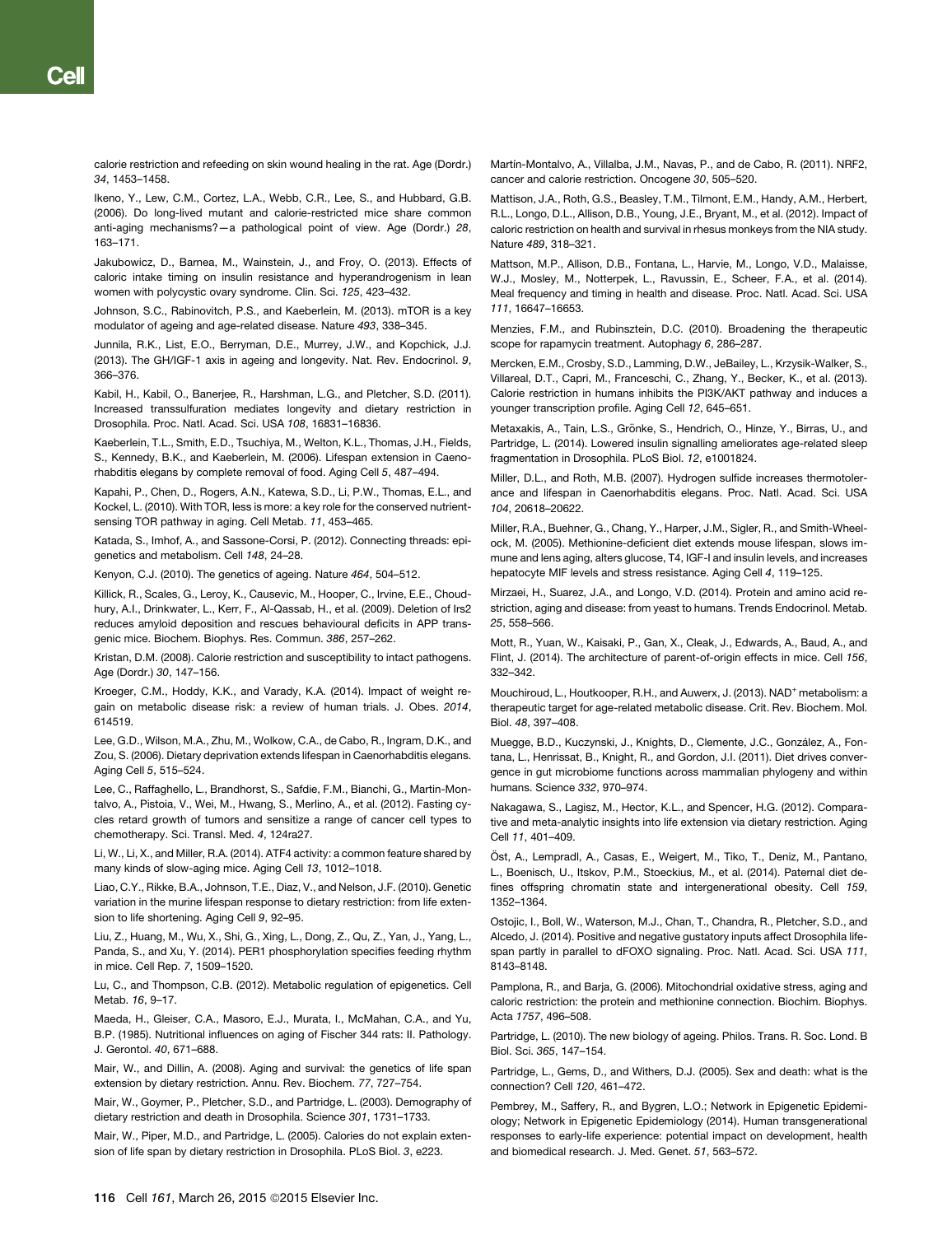calorie restriction and refeeding on skin wound healing in the rat. Age (Dordr.) *34*, 1453–1458.

Ikeno, Y., Lew, C.M., Cortez, L.A., Webb, C.R., Lee, S., and Hubbard, G.B. (2006). Do long-lived mutant and calorie-restricted mice share common anti-aging mechanisms?—a pathological point of view. Age (Dordr.) *28*, 163–171.

Jakubowicz, D., Barnea, M., Wainstein, J., and Froy, O. (2013). Effects of caloric intake timing on insulin resistance and hyperandrogenism in lean women with polycystic ovary syndrome. Clin. Sci. *125*, 423–432.

Johnson, S.C., Rabinovitch, P.S., and Kaeberlein, M. (2013). mTOR is a key modulator of ageing and age-related disease. Nature *493*, 338–345.

Junnila, R.K., List, E.O., Berryman, D.E., Murrey, J.W., and Kopchick, J.J. (2013). The GH/IGF-1 axis in ageing and longevity. Nat. Rev. Endocrinol. *9*, 366–376.

Kabil, H., Kabil, O., Banerjee, R., Harshman, L.G., and Pletcher, S.D. (2011). Increased transsulfuration mediates longevity and dietary restriction in Drosophila. Proc. Natl. Acad. Sci. USA *108*, 16831–16836.

Kaeberlein, T.L., Smith, E.D., Tsuchiya, M., Welton, K.L., Thomas, J.H., Fields, S., Kennedy, B.K., and Kaeberlein, M. (2006). Lifespan extension in Caenorhabditis elegans by complete removal of food. Aging Cell *5*, 487–494.

Kapahi, P., Chen, D., Rogers, A.N., Katewa, S.D., Li, P.W., Thomas, E.L., and Kockel, L. (2010). With TOR, less is more: a key role for the conserved nutrient-sensing TOR pathway in aging. Cell Metab. *11*, 453–465.

Katada, S., Imhof, A., and Sassone-Corsi, P. (2012). Connecting threads: epigenetics and metabolism. Cell *148*, 24–28.

Kenyon, C.J. (2010). The genetics of ageing. Nature *464*, 504–512.

Killick, R., Scales, G., Leroy, K., Causevic, M., Hooper, C., Irvine, E.E., Choudhury, A.I., Drinkwater, L., Kerr, F., Al-Qassab, H., et al. (2009). Deletion of Irs2 reduces amyloid deposition and rescues behavioural deficits in APP transgenic mice. Biochem. Biophys. Res. Commun. *386*, 257–262.

Kristan, D.M. (2008). Calorie restriction and susceptibility to intact pathogens. Age (Dordr.) *30*, 147–156.

Kroeger, C.M., Hoddy, K.K., and Varady, K.A. (2014). Impact of weight regain on metabolic disease risk: a review of human trials. J. Obes. *2014*, 614519.

Lee, G.D., Wilson, M.A., Zhu, M., Wolkow, C.A., de Cabo, R., Ingram, D.K., and Zou, S. (2006). Dietary deprivation extends lifespan in Caenorhabditis elegans. Aging Cell *5*, 515–524.

Lee, C., Raffaghello, L., Brandhorst, S., Safdie, F.M., Bianchi, G., Martin-Montalvo, A., Pistoia, V., Wei, M., Hwang, S., Merlino, A., et al. (2012). Fasting cycles retard growth of tumors and sensitize a range of cancer cell types to chemotherapy. Sci. Transl. Med. *4*, 124ra27.

Li, W., Li, X., and Miller, R.A. (2014). ATF4 activity: a common feature shared by many kinds of slow-aging mice. Aging Cell *13*, 1012–1018.

Liao, C.Y., Rikke, B.A., Johnson, T.E., Diaz, V., and Nelson, J.F. (2010). Genetic variation in the murine lifespan response to dietary restriction: from life extension to life shortening. Aging Cell *9*, 92–95.

Liu, Z., Huang, M., Wu, X., Shi, G., Xing, L., Dong, Z., Qu, Z., Yan, J., Yang, L., Panda, S., and Xu, Y. (2014). PER1 phosphorylation specifies feeding rhythm in mice. Cell Rep. *7*, 1509–1520.

Lu, C., and Thompson, C.B. (2012). Metabolic regulation of epigenetics. Cell Metab. *16*, 9–17.

Maeda, H., Gleiser, C.A., Masoro, E.J., Murata, I., McMahan, C.A., and Yu, B.P. (1985). Nutritional influences on aging of Fischer 344 rats: II. Pathology. J. Gerontol. *40*, 671–688.

Mair, W., and Dillin, A. (2008). Aging and survival: the genetics of life span extension by dietary restriction. Annu. Rev. Biochem. *77*, 727–754.

Mair, W., Goymer, P., Pletcher, S.D., and Partridge, L. (2003). Demography of dietary restriction and death in Drosophila. Science *301*, 1731–1733.

Mair, W., Piper, M.D., and Partridge, L. (2005). Calories do not explain extension of life span by dietary restriction in Drosophila. PLoS Biol. *3*, e223.

Martín-Montalvo, A., Villalba, J.M., Navas, P., and de Cabo, R. (2011). NRF2, cancer and calorie restriction. Oncogene *30*, 505–520.

Mattison, J.A., Roth, G.S., Beasley, T.M., Tilmont, E.M., Handy, A.M., Herbert, R.L., Longo, D.L., Allison, D.B., Young, J.E., Bryant, M., et al. (2012). Impact of caloric restriction on health and survival in rhesus monkeys from the NIA study. Nature *489*, 318–321.

Mattson, M.P., Allison, D.B., Fontana, L., Harvie, M., Longo, V.D., Malaisse, W.J., Mosley, M., Notterpek, L., Ravussin, E., Scheer, F.A., et al. (2014). Meal frequency and timing in health and disease. Proc. Natl. Acad. Sci. USA *111*, 16647–16653.

Menzies, F.M., and Rubinsztein, D.C. (2010). Broadening the therapeutic scope for rapamycin treatment. Autophagy *6*, 286–287.

Mercken, E.M., Crosby, S.D., Lamming, D.W., JeBailey, L., Krzysik-Walker, S., Villareal, D.T., Capri, M., Franceschi, C., Zhang, Y., Becker, K., et al. (2013). Calorie restriction in humans inhibits the PI3K/AKT pathway and induces a younger transcription profile. Aging Cell *12*, 645–651.

Metaxakis, A., Tain, L.S., Grönke, S., Hendrich, O., Hinze, Y., Birras, U., and Partridge, L. (2014). Lowered insulin signalling ameliorates age-related sleep fragmentation in Drosophila. PLoS Biol. *12*, e1001824.

Miller, D.L., and Roth, M.B. (2007). Hydrogen sulfide increases thermotolerance and lifespan in Caenorhabditis elegans. Proc. Natl. Acad. Sci. USA *104*, 20618–20622.

Miller, R.A., Buehner, G., Chang, Y., Harper, J.M., Sigler, R., and Smith-Wheelock, M. (2005). Methionine-deficient diet extends mouse lifespan, slows immune and lens aging, alters glucose, T4, IGF-I and insulin levels, and increases hepatocyte MIF levels and stress resistance. Aging Cell *4*, 119–125.

Mirzaei, H., Suarez, J.A., and Longo, V.D. (2014). Protein and amino acid restriction, aging and disease: from yeast to humans. Trends Endocrinol. Metab. *25*, 558–566.

Mott, R., Yuan, W., Kaisaki, P., Gan, X., Cleak, J., Edwards, A., Baud, A., and Flint, J. (2014). The architecture of parent-of-origin effects in mice. Cell *156*, 332–342.

Mouchiroud, L., Houtkooper, R.H., and Auwerx, J. (2013). $NAD^+$ metabolism: a therapeutic target for age-related metabolic disease. Crit. Rev. Biochem. Mol. Biol. *48*, 397–408.

Muegge, B.D., Kuczynski, J., Knights, D., Clemente, J.C., González, A., Fontana, L., Henrissat, B., Knight, R., and Gordon, J.I. (2011). Diet drives convergence in gut microbiome functions across mammalian phylogeny and within humans. Science *332*, 970–974.

Nakagawa, S., Lagisz, M., Hector, K.L., and Spencer, H.G. (2012). Comparative and meta-analytic insights into life extension via dietary restriction. Aging Cell *11*, 401–409.

Öst, A., Lempradl, A., Casas, E., Weigert, M., Tiko, T., Deniz, M., Pantano, L., Boenisch, U., Itskov, P.M., Stoeckius, M., et al. (2014). Paternal diet defines offspring chromatin state and intergenerational obesity. Cell *159*, 1352–1364.

Ostojic, I., Boll, W., Waterson, M.J., Chan, T., Chandra, R., Pletcher, S.D., and Alcedo, J. (2014). Positive and negative gustatory inputs affect Drosophila lifespan partly in parallel to dFOXO signaling. Proc. Natl. Acad. Sci. USA *111*, 8143–8148.

Pamplona, R., and Barja, G. (2006). Mitochondrial oxidative stress, aging and caloric restriction: the protein and methionine connection. Biochim. Biophys. Acta *1757*, 496–508.

Partridge, L. (2010). The new biology of ageing. Philos. Trans. R. Soc. Lond. B Biol. Sci. *365*, 147–154.

Partridge, L., Gems, D., and Withers, D.J. (2005). Sex and death: what is the connection? Cell *120*, 461–472.

Pembrey, M., Saffery, R., and Bygren, L.O.; Network in Epigenetic Epidemiology; Network in Epigenetic Epidemiology (2014). Human transgenerational responses to early-life experience: potential impact on development, health and biomedical research. J. Med. Genet. *51*, 563–572.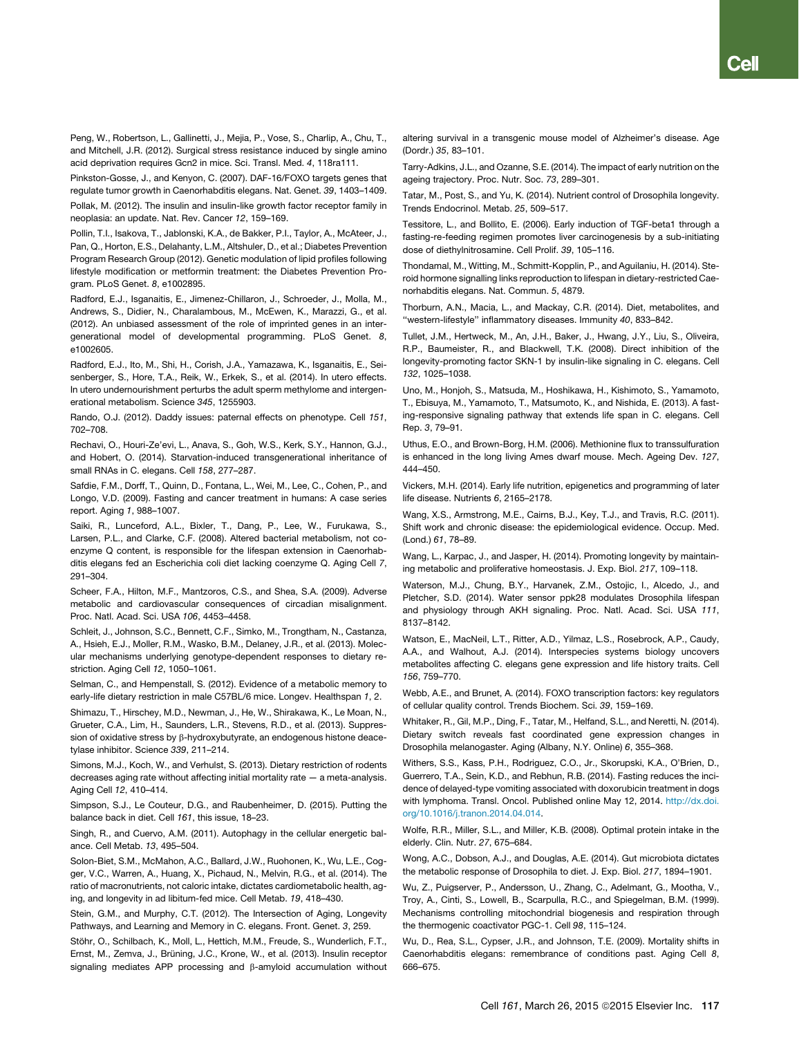Peng, W., Robertson, L., Gallinetti, J., Mejia, P., Vose, S., Charlip, A., Chu, T., and Mitchell, J.R. (2012). Surgical stress resistance induced by single amino acid deprivation requires Gcn2 in mice. Sci. Transl. Med. *4*, 118ra111.

Pinkston-Gosse, J., and Kenyon, C. (2007). DAF-16/FOXO targets genes that regulate tumor growth in Caenorhabditis elegans. Nat. Genet. *39*, 1403–1409.

Pollak, M. (2012). The insulin and insulin-like growth factor receptor family in neoplasia: an update. Nat. Rev. Cancer *12*, 159–169.

Pollin, T.I., Isakova, T., Jablonski, K.A., de Bakker, P.I., Taylor, A., McAteer, J., Pan, Q., Horton, E.S., Delahanty, L.M., Altshuler, D., et al.; Diabetes Prevention Program Research Group (2012). Genetic modulation of lipid profiles following lifestyle modification or metformin treatment: the Diabetes Prevention Program. PLoS Genet. *8*, e1002895.

Radford, E.J., Isganaitis, E., Jimenez-Chillaron, J., Schroeder, J., Molla, M., Andrews, S., Didier, N., Charalambous, M., McEwen, K., Marazzi, G., et al. (2012). An unbiased assessment of the role of imprinted genes in an intergenerational model of developmental programming. PLoS Genet. *8*, e1002605.

Radford, E.J., Ito, M., Shi, H., Corish, J.A., Yamazawa, K., Isganaitis, E., Seisenberger, S., Hore, T.A., Reik, W., Erkek, S., et al. (2014). In utero effects. In utero undernourishment perturbs the adult sperm methylome and intergenerational metabolism. Science *345*, 1255903.

Rando, O.J. (2012). Daddy issues: paternal effects on phenotype. Cell *151*, 702–708.

Rechavi, O., Houri-Ze'evi, L., Anava, S., Goh, W.S., Kerk, S.Y., Hannon, G.J., and Hobert, O. (2014). Starvation-induced transgenerational inheritance of small RNAs in C. elegans. Cell *158*, 277–287.

Safdie, F.M., Dorff, T., Quinn, D., Fontana, L., Wei, M., Lee, C., Cohen, P., and Longo, V.D. (2009). Fasting and cancer treatment in humans: A case series report. Aging *1*, 988–1007.

Saiki, R., Lunceford, A.L., Bixler, T., Dang, P., Lee, W., Furukawa, S., Larsen, P.L., and Clarke, C.F. (2008). Altered bacterial metabolism, not coenzyme Q content, is responsible for the lifespan extension in Caenorhabditis elegans fed an Escherichia coli diet lacking coenzyme Q. Aging Cell *7*, 291–304.

Scheer, F.A., Hilton, M.F., Mantzoros, C.S., and Shea, S.A. (2009). Adverse metabolic and cardiovascular consequences of circadian misalignment. Proc. Natl. Acad. Sci. USA *106*, 4453–4458.

Schleit, J., Johnson, S.C., Bennett, C.F., Simko, M., Trongtham, N., Castanza, A., Hsieh, E.J., Moller, R.M., Wasko, B.M., Delaney, J.R., et al. (2013). Molecular mechanisms underlying genotype-dependent responses to dietary restriction. Aging Cell *12*, 1050–1061.

Selman, C., and Hempenstall, S. (2012). Evidence of a metabolic memory to early-life dietary restriction in male C57BL/6 mice. Longev. Healthspan *1*, 2.

Shimazu, T., Hirschey, M.D., Newman, J., He, W., Shirakawa, K., Le Moan, N., Grueter, C.A., Lim, H., Saunders, L.R., Stevens, R.D., et al. (2013). Suppression of oxidative stress by β-hydroxybutyrate, an endogenous histone deacetylase inhibitor. Science *339*, 211–214.

Simons, M.J., Koch, W., and Verhulst, S. (2013). Dietary restriction of rodents decreases aging rate without affecting initial mortality rate — a meta-analysis. Aging Cell *12*, 410–414.

Simpson, S.J., Le Couteur, D.G., and Raubenheimer, D. (2015). Putting the balance back in diet. Cell *161*, this issue, 18–23.

Singh, R., and Cuervo, A.M. (2011). Autophagy in the cellular energetic balance. Cell Metab. *13*, 495–504.

Solon-Biet, S.M., McMahon, A.C., Ballard, J.W., Ruohonen, K., Wu, L.E., Cogger, V.C., Warren, A., Huang, X., Pichaud, N., Melvin, R.G., et al. (2014). The ratio of macronutrients, not caloric intake, dictates cardiometabolic health, aging, and longevity in ad libitum-fed mice. Cell Metab. *19*, 418–430.

Stein, G.M., and Murphy, C.T. (2012). The Intersection of Aging, Longevity Pathways, and Learning and Memory in C. elegans. Front. Genet. *3*, 259.

Stöhr, O., Schilbach, K., Moll, L., Hettich, M.M., Freude, S., Wunderlich, F.T., Ernst, M., Zemva, J., Brüning, J.C., Krone, W., et al. (2013). Insulin receptor signaling mediates APP processing and β-amyloid accumulation without altering survival in a transgenic mouse model of Alzheimer's disease. Age (Dordr.) *35*, 83–101.

Tarry-Adkins, J.L., and Ozanne, S.E. (2014). The impact of early nutrition on the ageing trajectory. Proc. Nutr. Soc. *73*, 289–301.

Tatar, M., Post, S., and Yu, K. (2014). Nutrient control of Drosophila longevity. Trends Endocrinol. Metab. *25*, 509–517.

Tessitore, L., and Bollito, E. (2006). Early induction of TGF-beta1 through a fasting-re-feeding regimen promotes liver carcinogenesis by a sub-initiating dose of diethylnitrosamine. Cell Prolif. *39*, 105–116.

Thondamal, M., Witting, M., Schmitt-Kopplin, P., and Aguilaniu, H. (2014). Steroid hormone signalling links reproduction to lifespan in dietary-restricted Caenorhabditis elegans. Nat. Commun. *5*, 4879.

Thorburn, A.N., Macia, L., and Mackay, C.R. (2014). Diet, metabolites, and "western-lifestyle" inflammatory diseases. Immunity *40*, 833–842.

Tullet, J.M., Hertweck, M., An, J.H., Baker, J., Hwang, J.Y., Liu, S., Oliveira, R.P., Baumeister, R., and Blackwell, T.K. (2008). Direct inhibition of the longevity-promoting factor SKN-1 by insulin-like signaling in C. elegans. Cell *132*, 1025–1038.

Uno, M., Honjoh, S., Matsuda, M., Hoshikawa, H., Kishimoto, S., Yamamoto, T., Ebisuya, M., Yamamoto, T., Matsumoto, K., and Nishida, E. (2013). A fasting-responsive signaling pathway that extends life span in C. elegans. Cell Rep. *3*, 79–91.

Uthus, E.O., and Brown-Borg, H.M. (2006). Methionine flux to transsulfuration is enhanced in the long living Ames dwarf mouse. Mech. Ageing Dev. *127*, 444–450.

Vickers, M.H. (2014). Early life nutrition, epigenetics and programming of later life disease. Nutrients *6*, 2165–2178.

Wang, X.S., Armstrong, M.E., Cairns, B.J., Key, T.J., and Travis, R.C. (2011). Shift work and chronic disease: the epidemiological evidence. Occup. Med. (Lond.) *61*, 78–89.

Wang, L., Karpac, J., and Jasper, H. (2014). Promoting longevity by maintaining metabolic and proliferative homeostasis. J. Exp. Biol. *217*, 109–118.

Waterson, M.J., Chung, B.Y., Harvanek, Z.M., Ostojic, I., Alcedo, J., and Pletcher, S.D. (2014). Water sensor ppk28 modulates Drosophila lifespan and physiology through AKH signaling. Proc. Natl. Acad. Sci. USA *111*, 8137–8142.

Watson, E., MacNeil, L.T., Ritter, A.D., Yilmaz, L.S., Rosebrock, A.P., Caudy, A.A., and Walhout, A.J. (2014). Interspecies systems biology uncovers metabolites affecting C. elegans gene expression and life history traits. Cell *156*, 759–770.

Webb, A.E., and Brunet, A. (2014). FOXO transcription factors: key regulators of cellular quality control. Trends Biochem. Sci. *39*, 159–169.

Whitaker, R., Gil, M.P., Ding, F., Tatar, M., Helfand, S.L., and Neretti, N. (2014). Dietary switch reveals fast coordinated gene expression changes in Drosophila melanogaster. Aging (Albany, N.Y. Online) *6*, 355–368.

Withers, S.S., Kass, P.H., Rodriguez, C.O., Jr., Skorupski, K.A., O'Brien, D., Guerrero, T.A., Sein, K.D., and Rebhun, R.B. (2014). Fasting reduces the incidence of delayed-type vomiting associated with doxorubicin treatment in dogs with lymphoma. Transl. Oncol. Published online May 12, 2014. http://dx.doi.org/10.1016/j.tranon.2014.04.014.

Wolfe, R.R., Miller, S.L., and Miller, K.B. (2008). Optimal protein intake in the elderly. Clin. Nutr. *27*, 675–684.

Wong, A.C., Dobson, A.J., and Douglas, A.E. (2014). Gut microbiota dictates the metabolic response of Drosophila to diet. J. Exp. Biol. *217*, 1894–1901.

Wu, Z., Puigserver, P., Andersson, U., Zhang, C., Adelmant, G., Mootha, V., Troy, A., Cinti, S., Lowell, B., Scarpulla, R.C., and Spiegelman, B.M. (1999). Mechanisms controlling mitochondrial biogenesis and respiration through the thermogenic coactivator PGC-1. Cell *98*, 115–124.

Wu, D., Rea, S.L., Cypser, J.R., and Johnson, T.E. (2009). Mortality shifts in Caenorhabditis elegans: remembrance of conditions past. Aging Cell *8*, 666–675.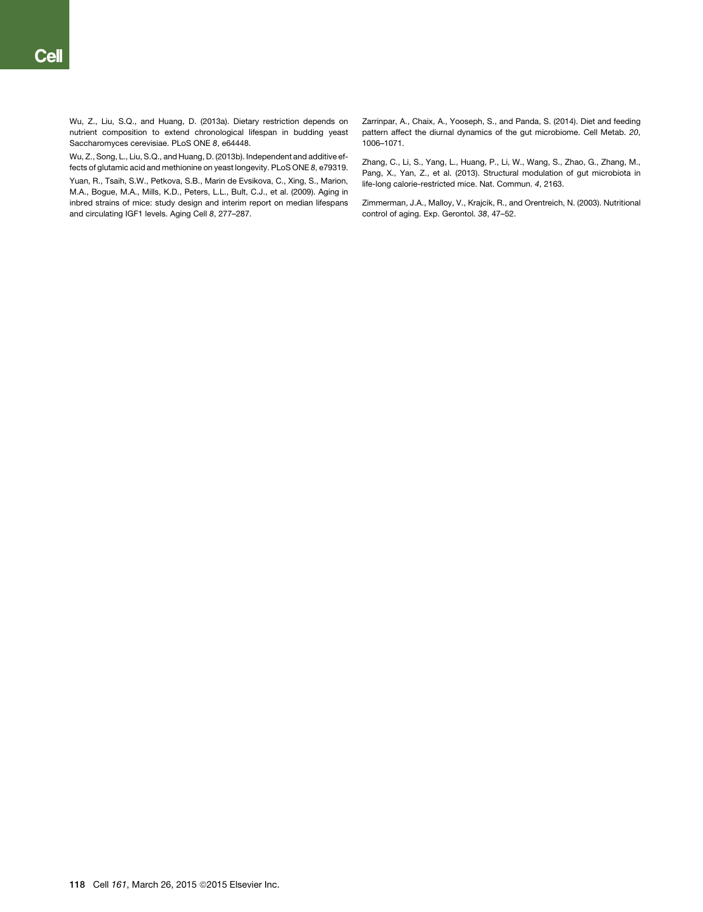Wu, Z., Liu, S.Q., and Huang, D. (2013a). Dietary restriction depends on nutrient composition to extend chronological lifespan in budding yeast Saccharomyces cerevisiae. PLoS ONE *8*, e64448.

Wu, Z., Song, L., Liu, S.Q., and Huang, D. (2013b). Independent and additive effects of glutamic acid and methionine on yeast longevity. PLoS ONE *8*, e79319.

Yuan, R., Tsaih, S.W., Petkova, S.B., Marin de Evsikova, C., Xing, S., Marion, M.A., Bogue, M.A., Mills, K.D., Peters, L.L., Bult, C.J., et al. (2009). Aging in inbred strains of mice: study design and interim report on median lifespans and circulating IGF1 levels. Aging Cell *8*, 277–287.

Zarrinpar, A., Chaix, A., Yooseph, S., and Panda, S. (2014). Diet and feeding pattern affect the diurnal dynamics of the gut microbiome. Cell Metab. *20*, 1006–1071.

Zhang, C., Li, S., Yang, L., Huang, P., Li, W., Wang, S., Zhao, G., Zhang, M., Pang, X., Yan, Z., et al. (2013). Structural modulation of gut microbiota in life-long calorie-restricted mice. Nat. Commun. *4*, 2163.

Zimmerman, J.A., Malloy, V., Krajcik, R., and Orentreich, N. (2003). Nutritional control of aging. Exp. Gerontol. *38*, 47–52.